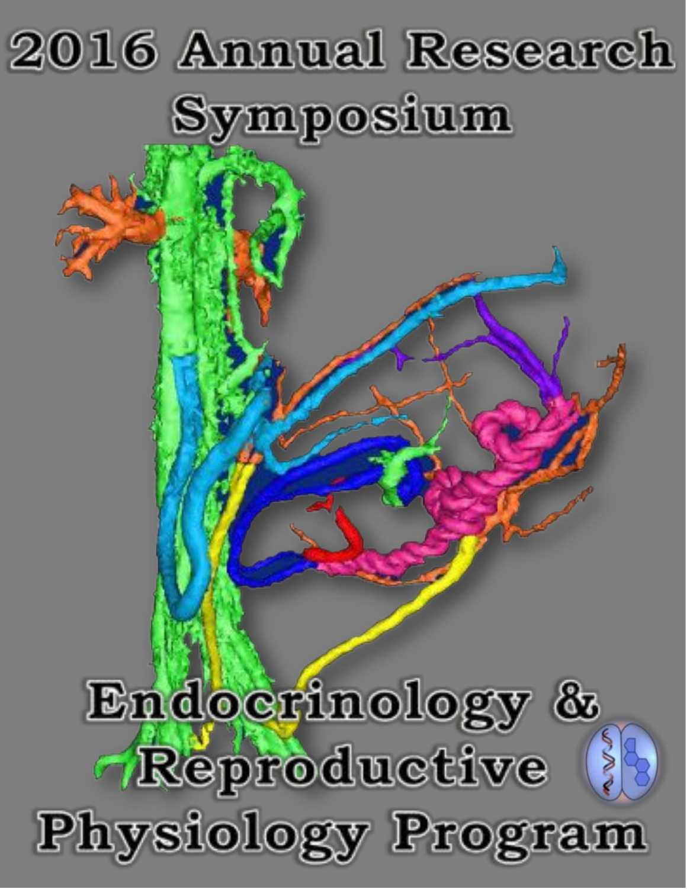# 2016 Annual Research Symposium

# Endocrinology & Reproductive Physiology Program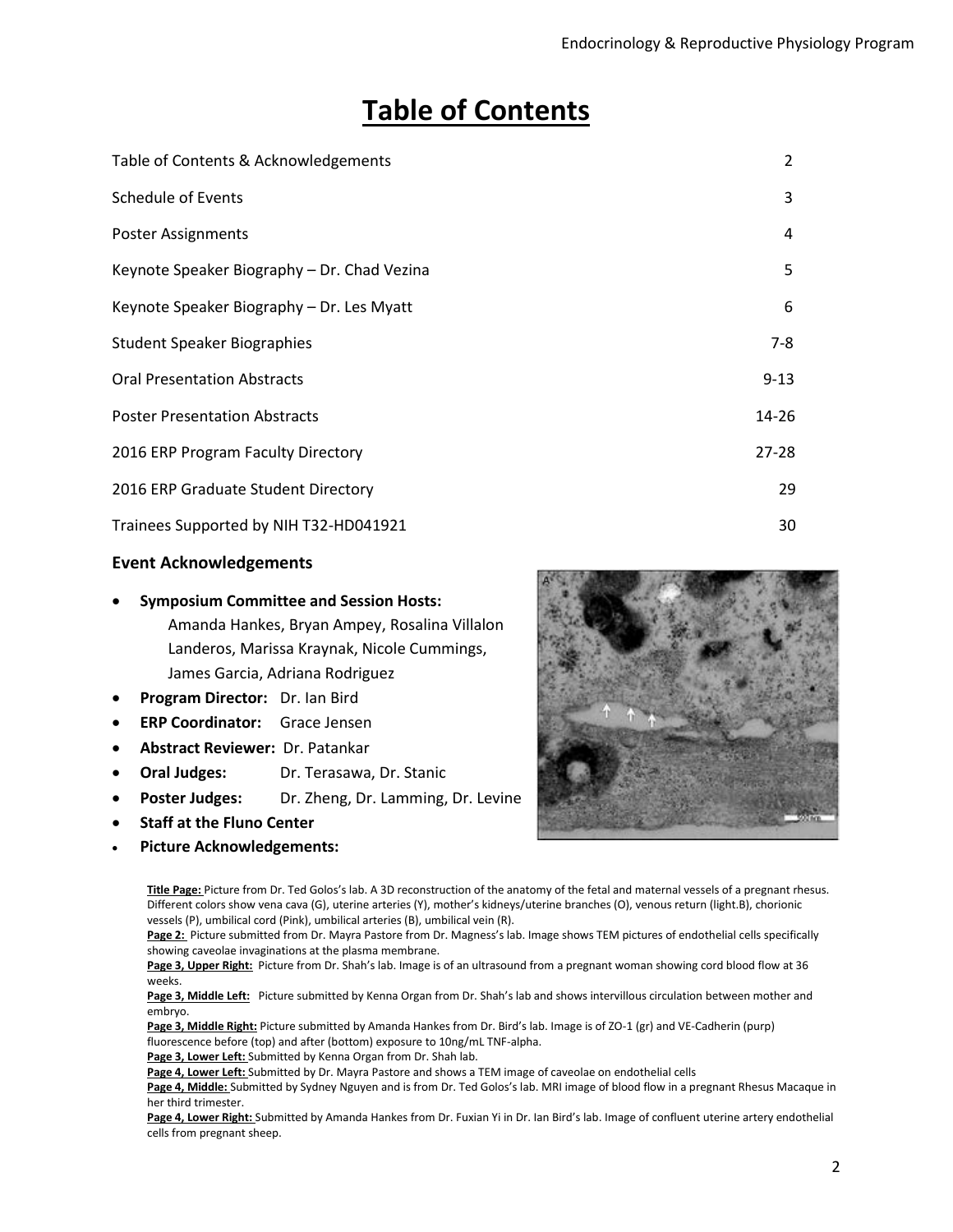# Table of Contents

| | |
|---|---|
| Table of Contents & Acknowledgements | 2 |
| Schedule of Events | 3 |
| Poster Assignments | 4 |
| Keynote Speaker Biography – Dr. Chad Vezina | 5 |
| Keynote Speaker Biography – Dr. Les Myatt | 6 |
| Student Speaker Biographies | 7-8 |
| Oral Presentation Abstracts | 9-13 |
| Poster Presentation Abstracts | 14-26 |
| 2016 ERP Program Faculty Directory | 27-28 |
| 2016 ERP Graduate Student Directory | 29 |
| Trainees Supported by NIH T32-HD041921 | 30 |

### Event Acknowledgements

- **Symposium Committee and Session Hosts:** Amanda Hankes, Bryan Ampey, Rosalina Villalon Landeros, Marissa Kraynak, Nicole Cummings, James Garcia, Adriana Rodriguez
- **Program Director:** Dr. Ian Bird
- **ERP Coordinator:** Grace Jensen
- **Abstract Reviewer:** Dr. Patankar
- **Oral Judges:** Dr. Terasawa, Dr. Stanic
- **Poster Judges:** Dr. Zheng, Dr. Lamming, Dr. Levine
- **Staff at the Fluno Center**
- **Picture Acknowledgements:**

**Title Page:** Picture from Dr. Ted Golos's lab. A 3D reconstruction of the anatomy of the fetal and maternal vessels of a pregnant rhesus. Different colors show vena cava (G), uterine arteries (Y), mother's kidneys/uterine branches (O), venous return (light.B), chorionic vessels (P), umbilical cord (Pink), umbilical arteries (B), umbilical vein (R).

**Page 2:** Picture submitted from Dr. Mayra Pastore from Dr. Magness's lab. Image shows TEM pictures of endothelial cells specifically showing caveolae invaginations at the plasma membrane.

**Page 3, Upper Right:** Picture from Dr. Shah's lab. Image is of an ultrasound from a pregnant woman showing cord blood flow at 36 weeks.

**Page 3, Middle Left:** Picture submitted by Kenna Organ from Dr. Shah's lab and shows intervillous circulation between mother and embryo.

**Page 3, Middle Right:** Picture submitted by Amanda Hankes from Dr. Bird's lab. Image is of ZO-1 (gr) and VE-Cadherin (purp) fluorescence before (top) and after (bottom) exposure to 10ng/mL TNF-alpha.

**Page 3, Lower Left:** Submitted by Kenna Organ from Dr. Shah lab.

**Page 4, Lower Left:** Submitted by Dr. Mayra Pastore and shows a TEM image of caveolae on endothelial cells

**Page 4, Middle:** Submitted by Sydney Nguyen and is from Dr. Ted Golos's lab. MRI image of blood flow in a pregnant Rhesus Macaque in her third trimester.

**Page 4, Lower Right:** Submitted by Amanda Hankes from Dr. Fuxian Yi in Dr. Ian Bird's lab. Image of confluent uterine artery endothelial cells from pregnant sheep.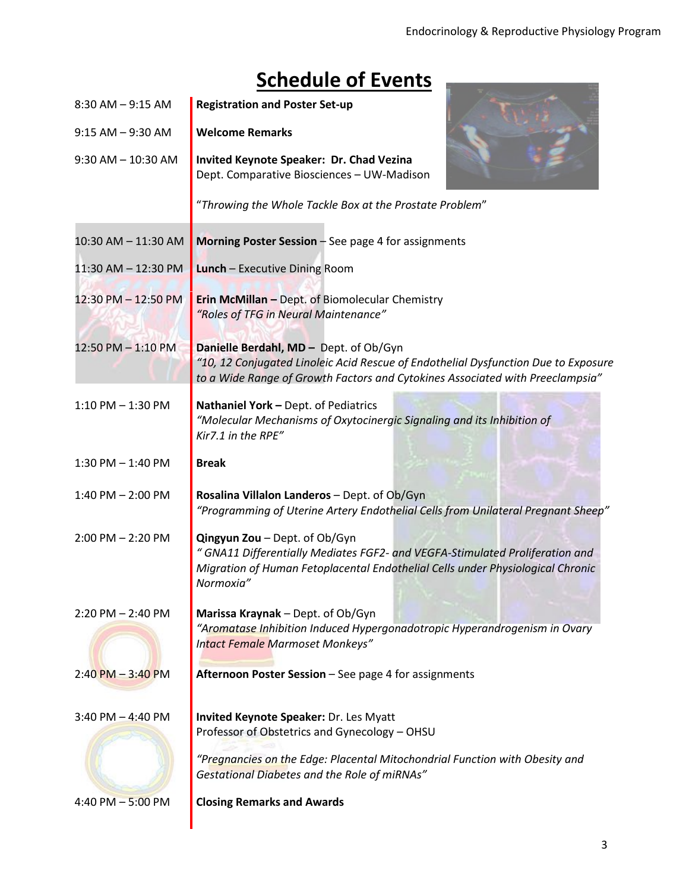# Schedule of Events

| Time | Event |
|---|---|
| 8:30 AM – 9:15 AM | **Registration and Poster Set-up** |
| 9:15 AM – 9:30 AM | **Welcome Remarks** |
| 9:30 AM – 10:30 AM | **Invited Keynote Speaker: Dr. Chad Vezina** Dept. Comparative Biosciences – UW-Madison "*Throwing the Whole Tackle Box at the Prostate Problem*" |
| 10:30 AM – 11:30 AM | **Morning Poster Session** – See page 4 for assignments |
| 11:30 AM – 12:30 PM | **Lunch** – Executive Dining Room |
| 12:30 PM – 12:50 PM | **Erin McMillan –** Dept. of Biomolecular Chemistry *"Roles of TFG in Neural Maintenance"* |
| 12:50 PM – 1:10 PM | **Danielle Berdahl, MD –** Dept. of Ob/Gyn *"10, 12 Conjugated Linoleic Acid Rescue of Endothelial Dysfunction Due to Exposure to a Wide Range of Growth Factors and Cytokines Associated with Preeclampsia"* |
| 1:10 PM – 1:30 PM | **Nathaniel York –** Dept. of Pediatrics *"Molecular Mechanisms of Oxytocinergic Signaling and its Inhibition of Kir7.1 in the RPE"* |
| 1:30 PM – 1:40 PM | **Break** |
| 1:40 PM – 2:00 PM | **Rosalina Villalon Landeros** – Dept. of Ob/Gyn *"Programming of Uterine Artery Endothelial Cells from Unilateral Pregnant Sheep"* |
| 2:00 PM – 2:20 PM | **Qingyun Zou** – Dept. of Ob/Gyn *" GNA11 Differentially Mediates FGF2- and VEGFA-Stimulated Proliferation and Migration of Human Fetoplacental Endothelial Cells under Physiological Chronic Normoxia"* |
| 2:20 PM – 2:40 PM | **Marissa Kraynak** – Dept. of Ob/Gyn *"Aromatase Inhibition Induced Hypergonadotropic Hyperandrogenism in Ovary Intact Female Marmoset Monkeys"* |
| 2:40 PM – 3:40 PM | **Afternoon Poster Session** – See page 4 for assignments |
| 3:40 PM – 4:40 PM | **Invited Keynote Speaker:** Dr. Les Myatt Professor of Obstetrics and Gynecology – OHSU *"Pregnancies on the Edge: Placental Mitochondrial Function with Obesity and Gestational Diabetes and the Role of miRNAs"* |
| 4:40 PM – 5:00 PM | **Closing Remarks and Awards** |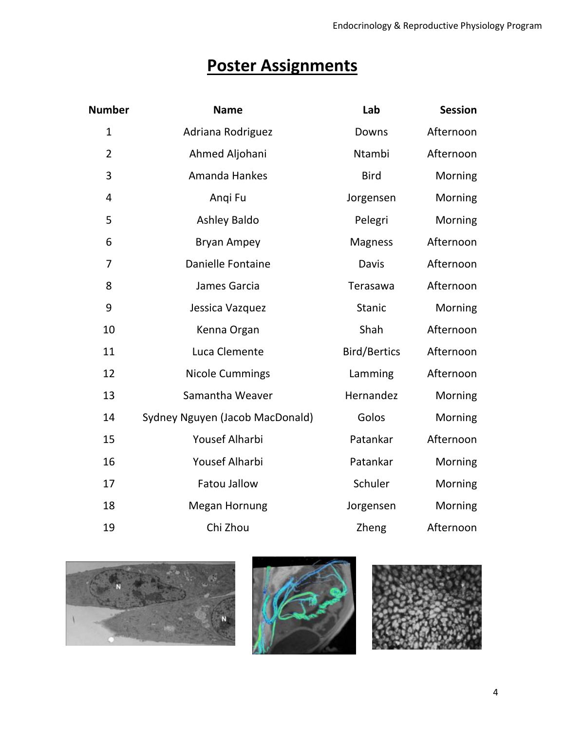# Poster Assignments

| Number | Name | Lab | Session |
|---|---|---|---|
| 1 | Adriana Rodriguez | Downs | Afternoon |
| 2 | Ahmed Aljohani | Ntambi | Afternoon |
| 3 | Amanda Hankes | Bird | Morning |
| 4 | Anqi Fu | Jorgensen | Morning |
| 5 | Ashley Baldo | Pelegri | Morning |
| 6 | Bryan Ampey | Magness | Afternoon |
| 7 | Danielle Fontaine | Davis | Afternoon |
| 8 | James Garcia | Terasawa | Afternoon |
| 9 | Jessica Vazquez | Stanic | Morning |
| 10 | Kenna Organ | Shah | Afternoon |
| 11 | Luca Clemente | Bird/Bertics | Afternoon |
| 12 | Nicole Cummings | Lamming | Afternoon |
| 13 | Samantha Weaver | Hernandez | Morning |
| 14 | Sydney Nguyen (Jacob MacDonald) | Golos | Morning |
| 15 | Yousef Alharbi | Patankar | Afternoon |
| 16 | Yousef Alharbi | Patankar | Morning |
| 17 | Fatou Jallow | Schuler | Morning |
| 18 | Megan Hornung | Jorgensen | Morning |
| 19 | Chi Zhou | Zheng | Afternoon |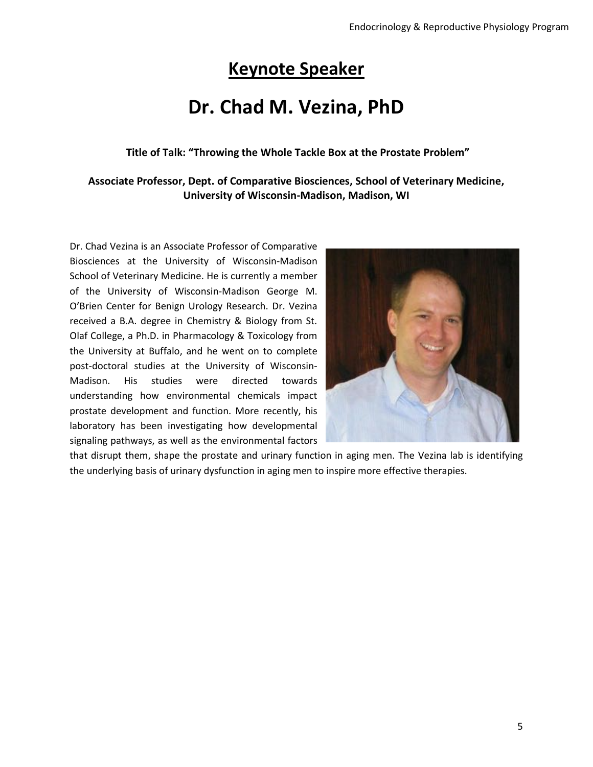# Keynote Speaker

# Dr. Chad M. Vezina, PhD

**Title of Talk: "Throwing the Whole Tackle Box at the Prostate Problem"**

**Associate Professor, Dept. of Comparative Biosciences, School of Veterinary Medicine, University of Wisconsin-Madison, Madison, WI**

Dr. Chad Vezina is an Associate Professor of Comparative Biosciences at the University of Wisconsin-Madison School of Veterinary Medicine. He is currently a member of the University of Wisconsin-Madison George M. O'Brien Center for Benign Urology Research. Dr. Vezina received a B.A. degree in Chemistry & Biology from St. Olaf College, a Ph.D. in Pharmacology & Toxicology from the University at Buffalo, and he went on to complete post-doctoral studies at the University of Wisconsin-Madison. His studies were directed towards understanding how environmental chemicals impact prostate development and function. More recently, his laboratory has been investigating how developmental signaling pathways, as well as the environmental factors that disrupt them, shape the prostate and urinary function in aging men. The Vezina lab is identifying the underlying basis of urinary dysfunction in aging men to inspire more effective therapies.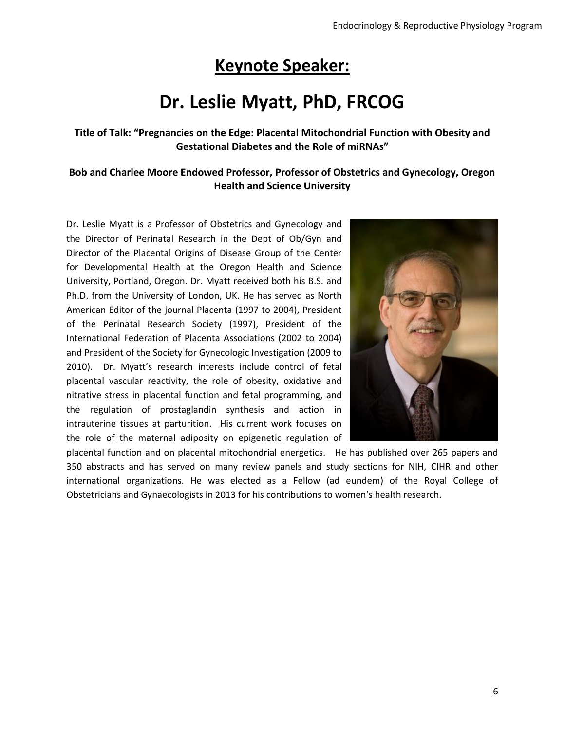# Keynote Speaker:

# Dr. Leslie Myatt, PhD, FRCOG

**Title of Talk: "Pregnancies on the Edge: Placental Mitochondrial Function with Obesity and Gestational Diabetes and the Role of miRNAs"**

**Bob and Charlee Moore Endowed Professor, Professor of Obstetrics and Gynecology, Oregon Health and Science University**

Dr. Leslie Myatt is a Professor of Obstetrics and Gynecology and the Director of Perinatal Research in the Dept of Ob/Gyn and Director of the Placental Origins of Disease Group of the Center for Developmental Health at the Oregon Health and Science University, Portland, Oregon. Dr. Myatt received both his B.S. and Ph.D. from the University of London, UK. He has served as North American Editor of the journal Placenta (1997 to 2004), President of the Perinatal Research Society (1997), President of the International Federation of Placenta Associations (2002 to 2004) and President of the Society for Gynecologic Investigation (2009 to 2010). Dr. Myatt's research interests include control of fetal placental vascular reactivity, the role of obesity, oxidative and nitrative stress in placental function and fetal programming, and the regulation of prostaglandin synthesis and action in intrauterine tissues at parturition. His current work focuses on the role of the maternal adiposity on epigenetic regulation of placental function and on placental mitochondrial energetics. He has published over 265 papers and 350 abstracts and has served on many review panels and study sections for NIH, CIHR and other international organizations. He was elected as a Fellow (ad eundem) of the Royal College of Obstetricians and Gynaecologists in 2013 for his contributions to women's health research.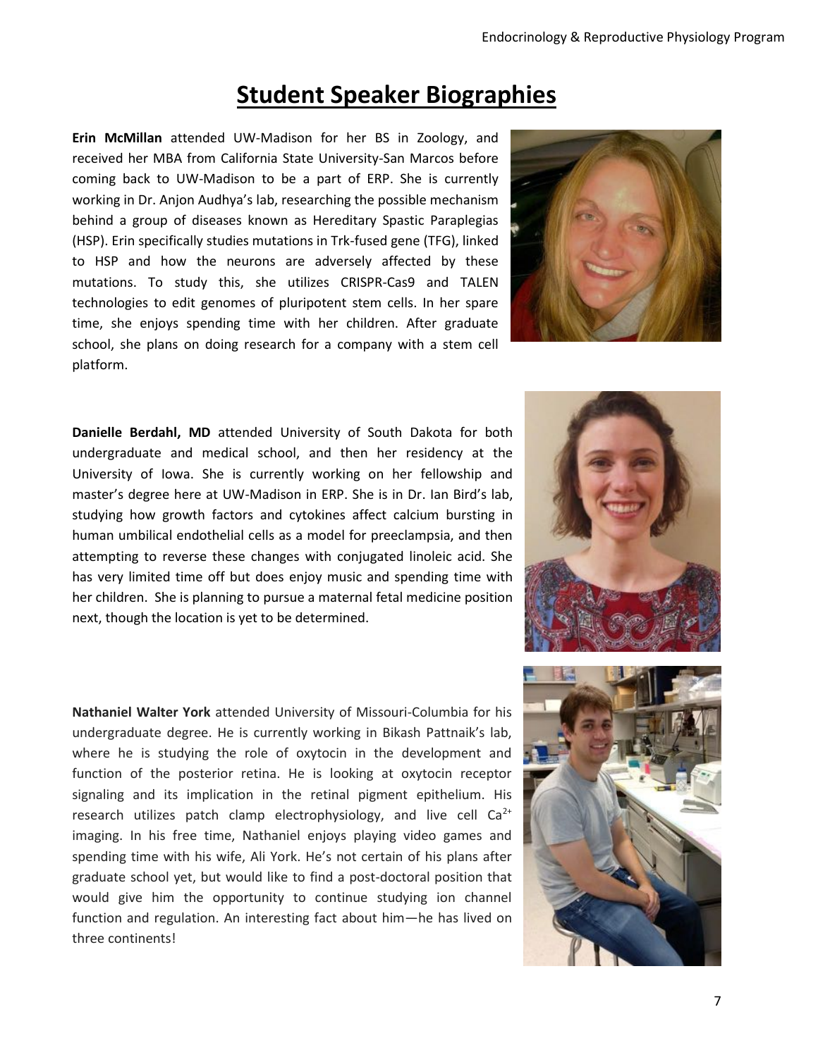# Student Speaker Biographies

**Erin McMillan** attended UW-Madison for her BS in Zoology, and received her MBA from California State University-San Marcos before coming back to UW-Madison to be a part of ERP. She is currently working in Dr. Anjon Audhya's lab, researching the possible mechanism behind a group of diseases known as Hereditary Spastic Paraplegias (HSP). Erin specifically studies mutations in Trk-fused gene (TFG), linked to HSP and how the neurons are adversely affected by these mutations. To study this, she utilizes CRISPR-Cas9 and TALEN technologies to edit genomes of pluripotent stem cells. In her spare time, she enjoys spending time with her children. After graduate school, she plans on doing research for a company with a stem cell platform.

**Danielle Berdahl, MD** attended University of South Dakota for both undergraduate and medical school, and then her residency at the University of Iowa. She is currently working on her fellowship and master's degree here at UW-Madison in ERP. She is in Dr. Ian Bird's lab, studying how growth factors and cytokines affect calcium bursting in human umbilical endothelial cells as a model for preeclampsia, and then attempting to reverse these changes with conjugated linoleic acid. She has very limited time off but does enjoy music and spending time with her children. She is planning to pursue a maternal fetal medicine position next, though the location is yet to be determined.

**Nathaniel Walter York** attended University of Missouri-Columbia for his undergraduate degree. He is currently working in Bikash Pattnaik's lab, where he is studying the role of oxytocin in the development and function of the posterior retina. He is looking at oxytocin receptor signaling and its implication in the retinal pigment epithelium. His research utilizes patch clamp electrophysiology, and live cell $Ca^{2+}$ imaging. In his free time, Nathaniel enjoys playing video games and spending time with his wife, Ali York. He's not certain of his plans after graduate school yet, but would like to find a post-doctoral position that would give him the opportunity to continue studying ion channel function and regulation. An interesting fact about him—he has lived on three continents!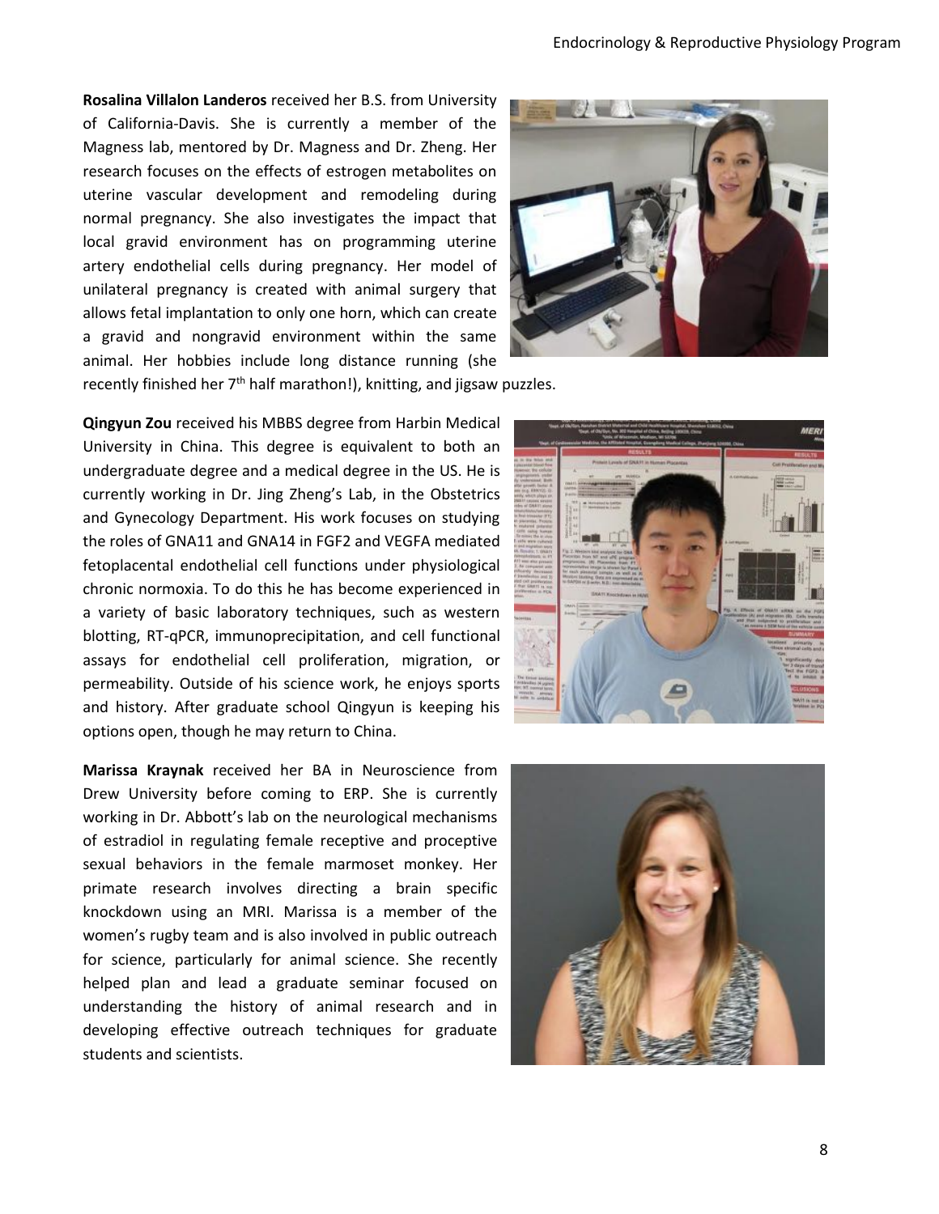**Rosalina Villalon Landeros** received her B.S. from University of California-Davis. She is currently a member of the Magness lab, mentored by Dr. Magness and Dr. Zheng. Her research focuses on the effects of estrogen metabolites on uterine vascular development and remodeling during normal pregnancy. She also investigates the impact that local gravid environment has on programming uterine artery endothelial cells during pregnancy. Her model of unilateral pregnancy is created with animal surgery that allows fetal implantation to only one horn, which can create a gravid and nongravid environment within the same animal. Her hobbies include long distance running (she recently finished her 7th half marathon!), knitting, and jigsaw puzzles.

**Qingyun Zou** received his MBBS degree from Harbin Medical University in China. This degree is equivalent to both an undergraduate degree and a medical degree in the US. He is currently working in Dr. Jing Zheng's Lab, in the Obstetrics and Gynecology Department. His work focuses on studying the roles of GNA11 and GNA14 in FGF2 and VEGFA mediated fetoplacental endothelial cell functions under physiological chronic normoxia. To do this he has become experienced in a variety of basic laboratory techniques, such as western blotting, RT-qPCR, immunoprecipitation, and cell functional assays for endothelial cell proliferation, migration, or permeability. Outside of his science work, he enjoys sports and history. After graduate school Qingyun is keeping his options open, though he may return to China.

**Marissa Kraynak** received her BA in Neuroscience from Drew University before coming to ERP. She is currently working in Dr. Abbott's lab on the neurological mechanisms of estradiol in regulating female receptive and proceptive sexual behaviors in the female marmoset monkey. Her primate research involves directing a brain specific knockdown using an MRI. Marissa is a member of the women's rugby team and is also involved in public outreach for science, particularly for animal science. She recently helped plan and lead a graduate seminar focused on understanding the history of animal research and in developing effective outreach techniques for graduate students and scientists.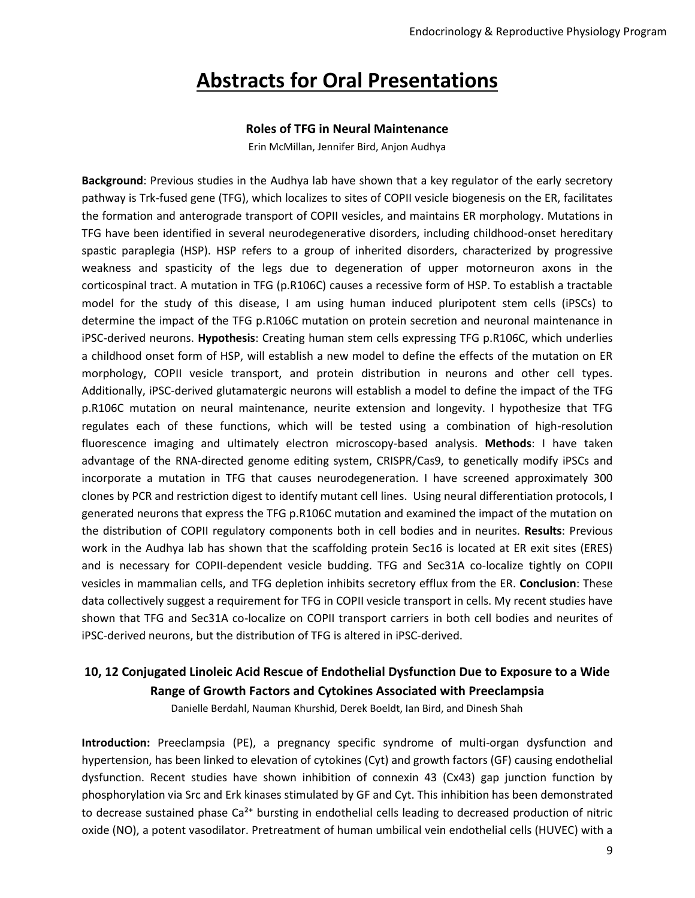# Abstracts for Oral Presentations

### Roles of TFG in Neural Maintenance

Erin McMillan, Jennifer Bird, Anjon Audhya

**Background**: Previous studies in the Audhya lab have shown that a key regulator of the early secretory pathway is Trk-fused gene (TFG), which localizes to sites of COPII vesicle biogenesis on the ER, facilitates the formation and anterograde transport of COPII vesicles, and maintains ER morphology. Mutations in TFG have been identified in several neurodegenerative disorders, including childhood-onset hereditary spastic paraplegia (HSP). HSP refers to a group of inherited disorders, characterized by progressive weakness and spasticity of the legs due to degeneration of upper motorneuron axons in the corticospinal tract. A mutation in TFG (p.R106C) causes a recessive form of HSP. To establish a tractable model for the study of this disease, I am using human induced pluripotent stem cells (iPSCs) to determine the impact of the TFG p.R106C mutation on protein secretion and neuronal maintenance in iPSC-derived neurons. **Hypothesis**: Creating human stem cells expressing TFG p.R106C, which underlies a childhood onset form of HSP, will establish a new model to define the effects of the mutation on ER morphology, COPII vesicle transport, and protein distribution in neurons and other cell types. Additionally, iPSC-derived glutamatergic neurons will establish a model to define the impact of the TFG p.R106C mutation on neural maintenance, neurite extension and longevity. I hypothesize that TFG regulates each of these functions, which will be tested using a combination of high-resolution fluorescence imaging and ultimately electron microscopy-based analysis. **Methods**: I have taken advantage of the RNA-directed genome editing system, CRISPR/Cas9, to genetically modify iPSCs and incorporate a mutation in TFG that causes neurodegeneration. I have screened approximately 300 clones by PCR and restriction digest to identify mutant cell lines. Using neural differentiation protocols, I generated neurons that express the TFG p.R106C mutation and examined the impact of the mutation on the distribution of COPII regulatory components both in cell bodies and in neurites. **Results**: Previous work in the Audhya lab has shown that the scaffolding protein Sec16 is located at ER exit sites (ERES) and is necessary for COPII-dependent vesicle budding. TFG and Sec31A co-localize tightly on COPII vesicles in mammalian cells, and TFG depletion inhibits secretory efflux from the ER. **Conclusion**: These data collectively suggest a requirement for TFG in COPII vesicle transport in cells. My recent studies have shown that TFG and Sec31A co-localize on COPII transport carriers in both cell bodies and neurites of iPSC-derived neurons, but the distribution of TFG is altered in iPSC-derived.

### 10, 12 Conjugated Linoleic Acid Rescue of Endothelial Dysfunction Due to Exposure to a Wide Range of Growth Factors and Cytokines Associated with Preeclampsia

Danielle Berdahl, Nauman Khurshid, Derek Boeldt, Ian Bird, and Dinesh Shah

**Introduction:** Preeclampsia (PE), a pregnancy specific syndrome of multi-organ dysfunction and hypertension, has been linked to elevation of cytokines (Cyt) and growth factors (GF) causing endothelial dysfunction. Recent studies have shown inhibition of connexin 43 (Cx43) gap junction function by phosphorylation via Src and Erk kinases stimulated by GF and Cyt. This inhibition has been demonstrated to decrease sustained phase $Ca^{2+}$ bursting in endothelial cells leading to decreased production of nitric oxide (NO), a potent vasodilator. Pretreatment of human umbilical vein endothelial cells (HUVEC) with a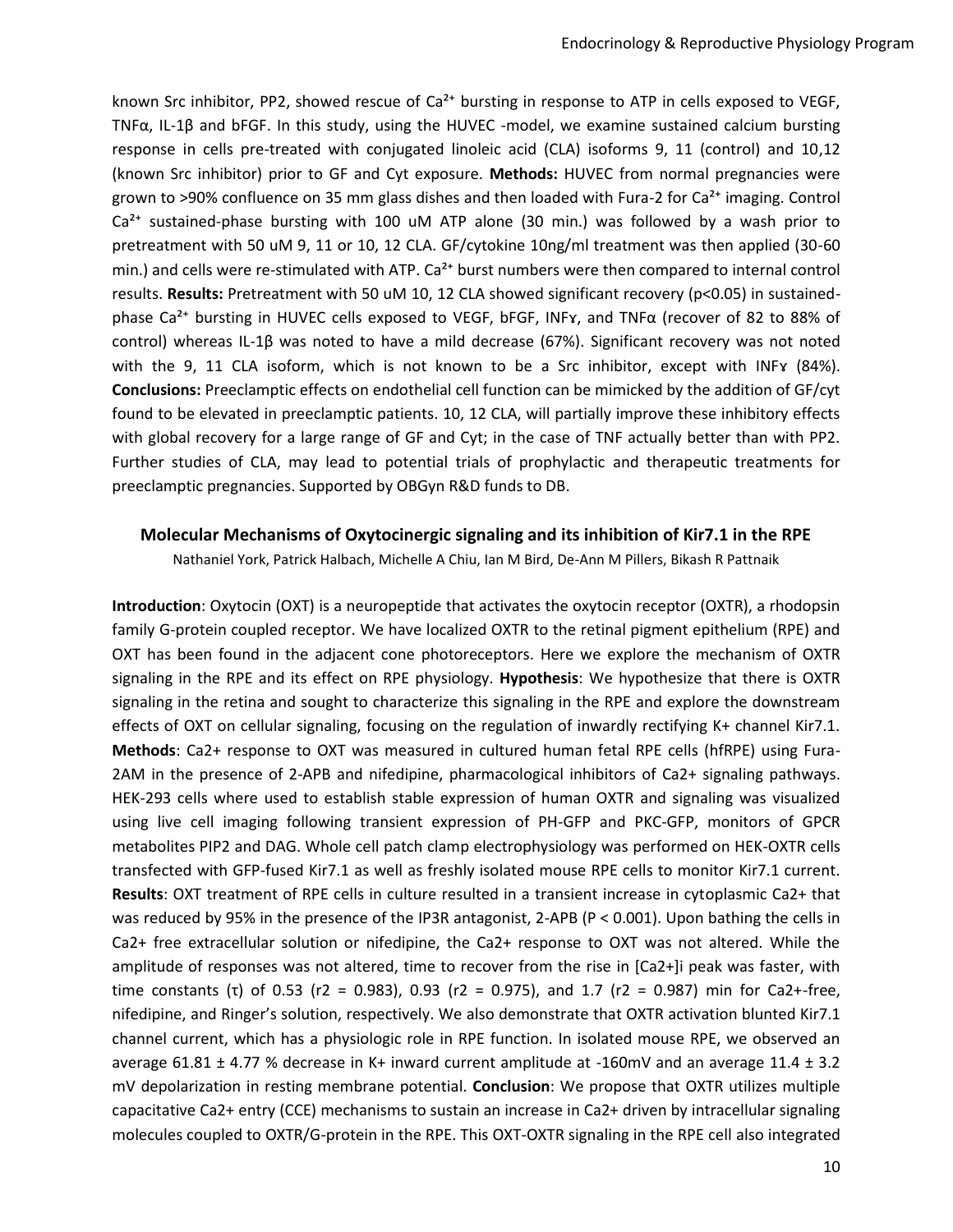known Src inhibitor, PP2, showed rescue of $Ca^{2+}$ bursting in response to ATP in cells exposed to VEGF, TNFα, IL-1β and bFGF. In this study, using the HUVEC -model, we examine sustained calcium bursting response in cells pre-treated with conjugated linoleic acid (CLA) isoforms 9, 11 (control) and 10,12 (known Src inhibitor) prior to GF and Cyt exposure. **Methods:** HUVEC from normal pregnancies were grown to >90% confluence on 35 mm glass dishes and then loaded with Fura-2 for $Ca^{2+}$ imaging. Control $Ca^{2+}$ sustained-phase bursting with 100 uM ATP alone (30 min.) was followed by a wash prior to pretreatment with 50 uM 9, 11 or 10, 12 CLA. GF/cytokine 10ng/ml treatment was then applied (30-60 min.) and cells were re-stimulated with ATP. $Ca^{2+}$ burst numbers were then compared to internal control results. **Results:** Pretreatment with 50 uM 10, 12 CLA showed significant recovery ($p<0.05$) in sustained-phase $Ca^{2+}$ bursting in HUVEC cells exposed to VEGF, bFGF, INFɣ, and TNFα (recover of 82 to 88% of control) whereas IL-1β was noted to have a mild decrease (67%). Significant recovery was not noted with the 9, 11 CLA isoform, which is not known to be a Src inhibitor, except with INFɣ (84%). **Conclusions:** Preeclamptic effects on endothelial cell function can be mimicked by the addition of GF/cyt found to be elevated in preeclamptic patients. 10, 12 CLA, will partially improve these inhibitory effects with global recovery for a large range of GF and Cyt; in the case of TNF actually better than with PP2. Further studies of CLA, may lead to potential trials of prophylactic and therapeutic treatments for preeclamptic pregnancies. Supported by OBGyn R&D funds to DB.

### Molecular Mechanisms of Oxytocinergic signaling and its inhibition of Kir7.1 in the RPE

Nathaniel York, Patrick Halbach, Michelle A Chiu, Ian M Bird, De-Ann M Pillers, Bikash R Pattnaik

**Introduction**: Oxytocin (OXT) is a neuropeptide that activates the oxytocin receptor (OXTR), a rhodopsin family G-protein coupled receptor. We have localized OXTR to the retinal pigment epithelium (RPE) and OXT has been found in the adjacent cone photoreceptors. Here we explore the mechanism of OXTR signaling in the RPE and its effect on RPE physiology. **Hypothesis**: We hypothesize that there is OXTR signaling in the retina and sought to characterize this signaling in the RPE and explore the downstream effects of OXT on cellular signaling, focusing on the regulation of inwardly rectifying K+ channel Kir7.1. **Methods**: Ca2+ response to OXT was measured in cultured human fetal RPE cells (hfRPE) using Fura-2AM in the presence of 2-APB and nifedipine, pharmacological inhibitors of Ca2+ signaling pathways. HEK-293 cells where used to establish stable expression of human OXTR and signaling was visualized using live cell imaging following transient expression of PH-GFP and PKC-GFP, monitors of GPCR metabolites PIP2 and DAG. Whole cell patch clamp electrophysiology was performed on HEK-OXTR cells transfected with GFP-fused Kir7.1 as well as freshly isolated mouse RPE cells to monitor Kir7.1 current. **Results**: OXT treatment of RPE cells in culture resulted in a transient increase in cytoplasmic Ca2+ that was reduced by 95% in the presence of the IP3R antagonist, 2-APB ($P < 0.001$). Upon bathing the cells in Ca2+ free extracellular solution or nifedipine, the Ca2+ response to OXT was not altered. While the amplitude of responses was not altered, time to recover from the rise in $[Ca2+]_i$ peak was faster, with time constants ($\tau$) of 0.53 ($r^2 = 0.983$), 0.93 ($r^2 = 0.975$), and 1.7 ($r^2 = 0.987$) min for Ca2+-free, nifedipine, and Ringer's solution, respectively. We also demonstrate that OXTR activation blunted Kir7.1 channel current, which has a physiologic role in RPE function. In isolated mouse RPE, we observed an average $61.81 \pm 4.77$ % decrease in K+ inward current amplitude at -160mV and an average $11.4 \pm 3.2$ mV depolarization in resting membrane potential. **Conclusion**: We propose that OXTR utilizes multiple capacitative Ca2+ entry (CCE) mechanisms to sustain an increase in Ca2+ driven by intracellular signaling molecules coupled to OXTR/G-protein in the RPE. This OXT-OXTR signaling in the RPE cell also integrated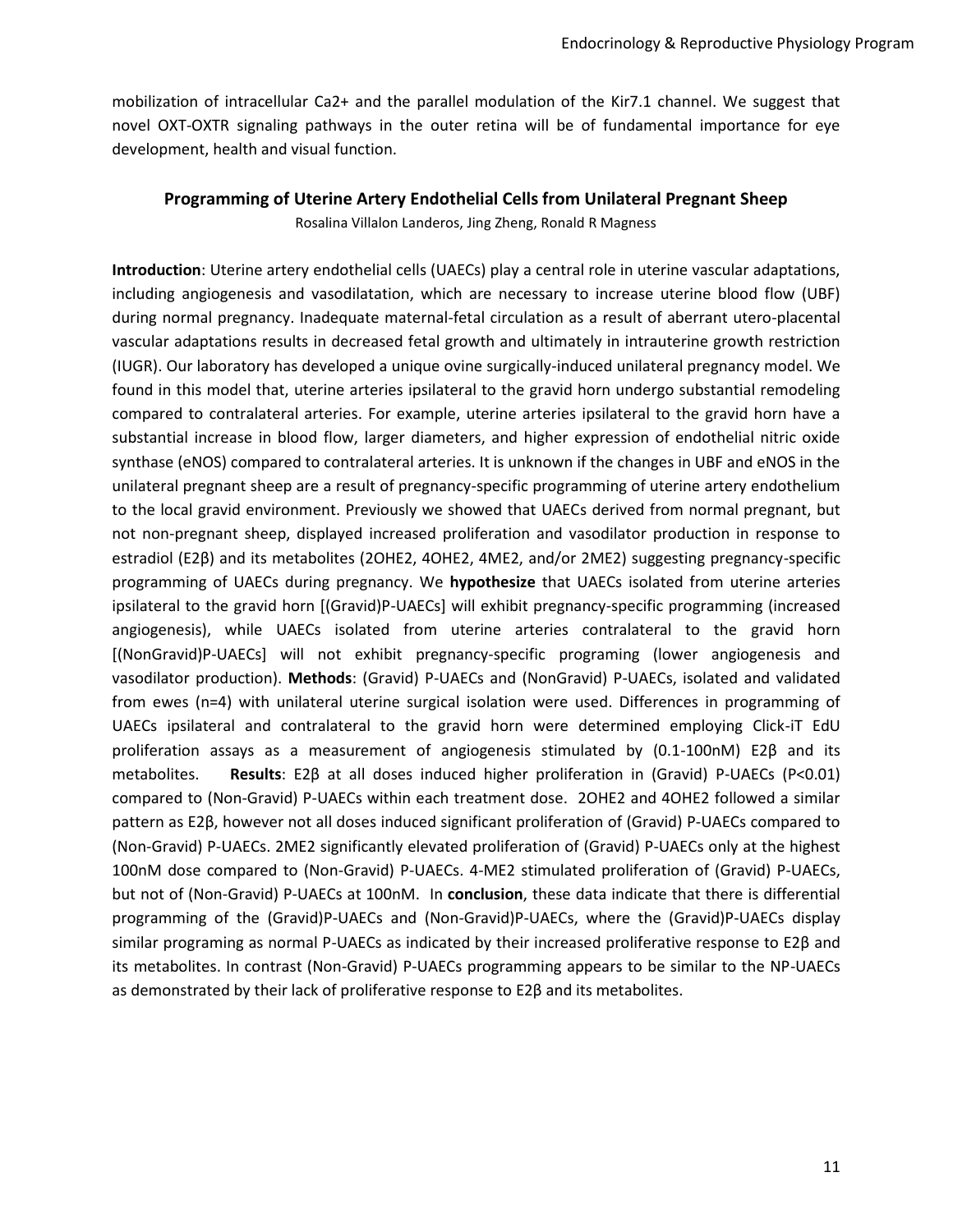mobilization of intracellular Ca2+ and the parallel modulation of the Kir7.1 channel. We suggest that novel OXT-OXTR signaling pathways in the outer retina will be of fundamental importance for eye development, health and visual function.

### Programming of Uterine Artery Endothelial Cells from Unilateral Pregnant Sheep

Rosalina Villalon Landeros, Jing Zheng, Ronald R Magness

**Introduction**: Uterine artery endothelial cells (UAECs) play a central role in uterine vascular adaptations, including angiogenesis and vasodilatation, which are necessary to increase uterine blood flow (UBF) during normal pregnancy. Inadequate maternal-fetal circulation as a result of aberrant utero-placental vascular adaptations results in decreased fetal growth and ultimately in intrauterine growth restriction (IUGR). Our laboratory has developed a unique ovine surgically-induced unilateral pregnancy model. We found in this model that, uterine arteries ipsilateral to the gravid horn undergo substantial remodeling compared to contralateral arteries. For example, uterine arteries ipsilateral to the gravid horn have a substantial increase in blood flow, larger diameters, and higher expression of endothelial nitric oxide synthase (eNOS) compared to contralateral arteries. It is unknown if the changes in UBF and eNOS in the unilateral pregnant sheep are a result of pregnancy-specific programming of uterine artery endothelium to the local gravid environment. Previously we showed that UAECs derived from normal pregnant, but not non-pregnant sheep, displayed increased proliferation and vasodilator production in response to estradiol (E2β) and its metabolites (2OHE2, 4OHE2, 4ME2, and/or 2ME2) suggesting pregnancy-specific programming of UAECs during pregnancy. We **hypothesize** that UAECs isolated from uterine arteries ipsilateral to the gravid horn [(Gravid)P-UAECs] will exhibit pregnancy-specific programming (increased angiogenesis), while UAECs isolated from uterine arteries contralateral to the gravid horn [(NonGravid)P-UAECs] will not exhibit pregnancy-specific programing (lower angiogenesis and vasodilator production). **Methods**: (Gravid) P-UAECs and (NonGravid) P-UAECs, isolated and validated from ewes (n=4) with unilateral uterine surgical isolation were used. Differences in programming of UAECs ipsilateral and contralateral to the gravid horn were determined employing Click-iT EdU proliferation assays as a measurement of angiogenesis stimulated by (0.1-100nM) E2β and its metabolites. **Results**: E2β at all doses induced higher proliferation in (Gravid) P-UAECs ($P<0.01$) compared to (Non-Gravid) P-UAECs within each treatment dose. 2OHE2 and 4OHE2 followed a similar pattern as E2β, however not all doses induced significant proliferation of (Gravid) P-UAECs compared to (Non-Gravid) P-UAECs. 2ME2 significantly elevated proliferation of (Gravid) P-UAECs only at the highest 100nM dose compared to (Non-Gravid) P-UAECs. 4-ME2 stimulated proliferation of (Gravid) P-UAECs, but not of (Non-Gravid) P-UAECs at 100nM. In **conclusion**, these data indicate that there is differential programming of the (Gravid)P-UAECs and (Non-Gravid)P-UAECs, where the (Gravid)P-UAECs display similar programing as normal P-UAECs as indicated by their increased proliferative response to E2β and its metabolites. In contrast (Non-Gravid) P-UAECs programming appears to be similar to the NP-UAECs as demonstrated by their lack of proliferative response to E2β and its metabolites.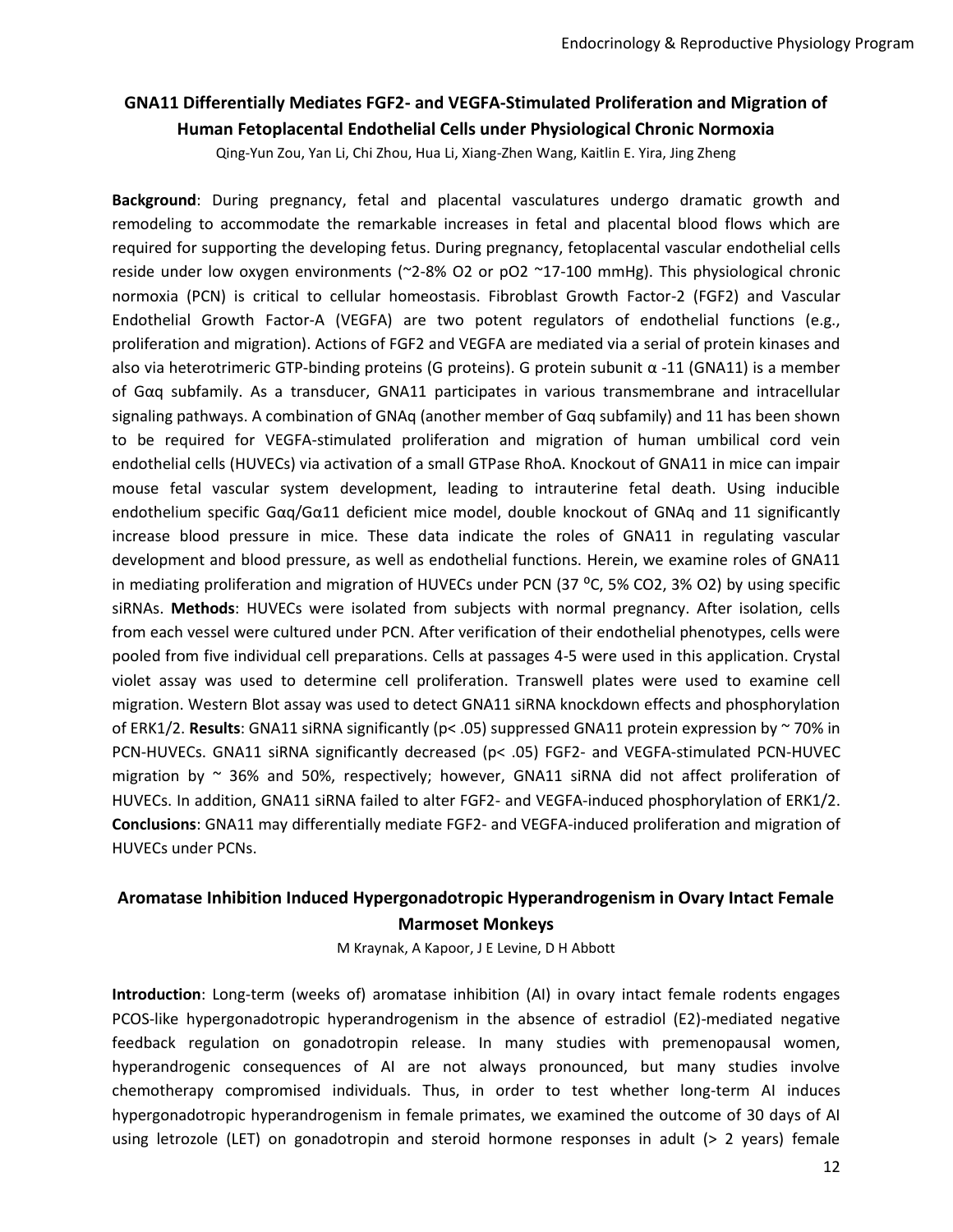## GNA11 Differentially Mediates FGF2- and VEGFA-Stimulated Proliferation and Migration of Human Fetoplacental Endothelial Cells under Physiological Chronic Normoxia

Qing-Yun Zou, Yan Li, Chi Zhou, Hua Li, Xiang-Zhen Wang, Kaitlin E. Yira, Jing Zheng

**Background**: During pregnancy, fetal and placental vasculatures undergo dramatic growth and remodeling to accommodate the remarkable increases in fetal and placental blood flows which are required for supporting the developing fetus. During pregnancy, fetoplacental vascular endothelial cells reside under low oxygen environments (~2-8% $O_2$ or $pO_2$ ~17-100 mmHg). This physiological chronic normoxia (PCN) is critical to cellular homeostasis. Fibroblast Growth Factor-2 (FGF2) and Vascular Endothelial Growth Factor-A (VEGFA) are two potent regulators of endothelial functions (e.g., proliferation and migration). Actions of FGF2 and VEGFA are mediated via a serial of protein kinases and also via heterotrimeric GTP-binding proteins (G proteins). G protein subunit α -11 (GNA11) is a member of Gαq subfamily. As a transducer, GNA11 participates in various transmembrane and intracellular signaling pathways. A combination of GNAq (another member of Gαq subfamily) and 11 has been shown to be required for VEGFA-stimulated proliferation and migration of human umbilical cord vein endothelial cells (HUVECs) via activation of a small GTPase RhoA. Knockout of GNA11 in mice can impair mouse fetal vascular system development, leading to intrauterine fetal death. Using inducible endothelium specific Gαq/Gα11 deficient mice model, double knockout of GNAq and 11 significantly increase blood pressure in mice. These data indicate the roles of GNA11 in regulating vascular development and blood pressure, as well as endothelial functions. Herein, we examine roles of GNA11 in mediating proliferation and migration of HUVECs under PCN (37 ⁰C, 5% $CO_2$, 3% $O_2$) by using specific siRNAs. **Methods**: HUVECs were isolated from subjects with normal pregnancy. After isolation, cells from each vessel were cultured under PCN. After verification of their endothelial phenotypes, cells were pooled from five individual cell preparations. Cells at passages 4-5 were used in this application. Crystal violet assay was used to determine cell proliferation. Transwell plates were used to examine cell migration. Western Blot assay was used to detect GNA11 siRNA knockdown effects and phosphorylation of ERK1/2. **Results**: GNA11 siRNA significantly ($p < .05$) suppressed GNA11 protein expression by ~ 70% in PCN-HUVECs. GNA11 siRNA significantly decreased ($p < .05$) FGF2- and VEGFA-stimulated PCN-HUVEC migration by ~ 36% and 50%, respectively; however, GNA11 siRNA did not affect proliferation of HUVECs. In addition, GNA11 siRNA failed to alter FGF2- and VEGFA-induced phosphorylation of ERK1/2. **Conclusions**: GNA11 may differentially mediate FGF2- and VEGFA-induced proliferation and migration of HUVECs under PCNs.

## Aromatase Inhibition Induced Hypergonadotropic Hyperandrogenism in Ovary Intact Female Marmoset Monkeys

M Kraynak, A Kapoor, J E Levine, D H Abbott

**Introduction**: Long-term (weeks of) aromatase inhibition (AI) in ovary intact female rodents engages PCOS-like hypergonadotropic hyperandrogenism in the absence of estradiol (E2)-mediated negative feedback regulation on gonadotropin release. In many studies with premenopausal women, hyperandrogenic consequences of AI are not always pronounced, but many studies involve chemotherapy compromised individuals. Thus, in order to test whether long-term AI induces hypergonadotropic hyperandrogenism in female primates, we examined the outcome of 30 days of AI using letrozole (LET) on gonadotropin and steroid hormone responses in adult (> 2 years) female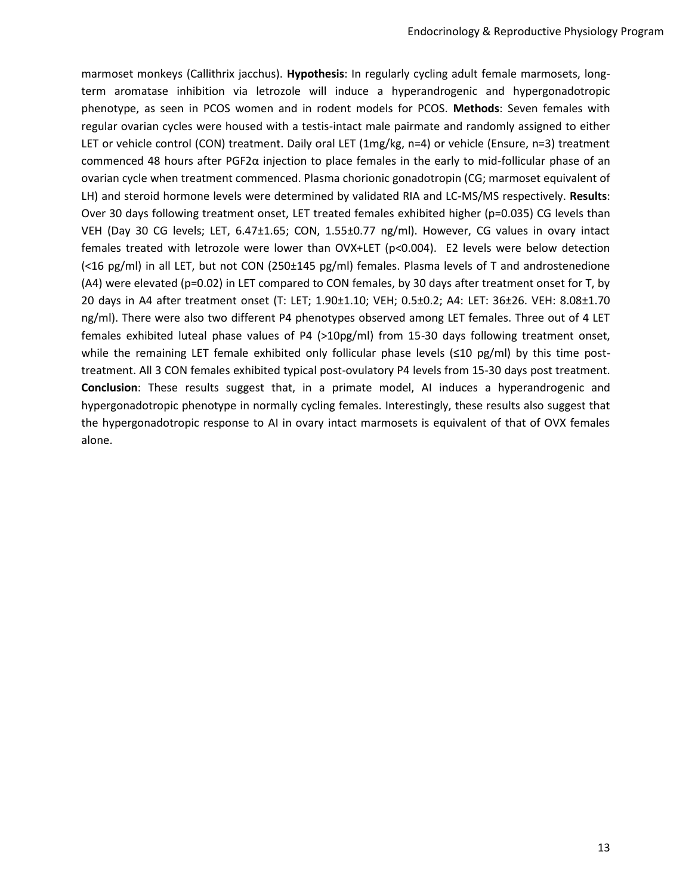marmoset monkeys (Callithrix jacchus). **Hypothesis**: In regularly cycling adult female marmosets, long-term aromatase inhibition via letrozole will induce a hyperandrogenic and hypergonadotropic phenotype, as seen in PCOS women and in rodent models for PCOS. **Methods**: Seven females with regular ovarian cycles were housed with a testis-intact male pairmate and randomly assigned to either LET or vehicle control (CON) treatment. Daily oral LET (1mg/kg, n=4) or vehicle (Ensure, n=3) treatment commenced 48 hours after PGF2α injection to place females in the early to mid-follicular phase of an ovarian cycle when treatment commenced. Plasma chorionic gonadotropin (CG; marmoset equivalent of LH) and steroid hormone levels were determined by validated RIA and LC-MS/MS respectively. **Results**: Over 30 days following treatment onset, LET treated females exhibited higher ($p=0.035$) CG levels than VEH (Day 30 CG levels; LET, 6.47±1.65; CON, 1.55±0.77 ng/ml). However, CG values in ovary intact females treated with letrozole were lower than OVX+LET ($p<0.004$). E2 levels were below detection (<16 pg/ml) in all LET, but not CON (250±145 pg/ml) females. Plasma levels of T and androstenedione (A4) were elevated ($p=0.02$) in LET compared to CON females, by 30 days after treatment onset for T, by 20 days in A4 after treatment onset (T: LET; 1.90±1.10; VEH; 0.5±0.2; A4: LET: 36±26. VEH: 8.08±1.70 ng/ml). There were also two different P4 phenotypes observed among LET females. Three out of 4 LET females exhibited luteal phase values of P4 (>10pg/ml) from 15-30 days following treatment onset, while the remaining LET female exhibited only follicular phase levels (≤10 pg/ml) by this time post-treatment. All 3 CON females exhibited typical post-ovulatory P4 levels from 15-30 days post treatment. **Conclusion**: These results suggest that, in a primate model, AI induces a hyperandrogenic and hypergonadotropic phenotype in normally cycling females. Interestingly, these results also suggest that the hypergonadotropic response to AI in ovary intact marmosets is equivalent of that of OVX females alone.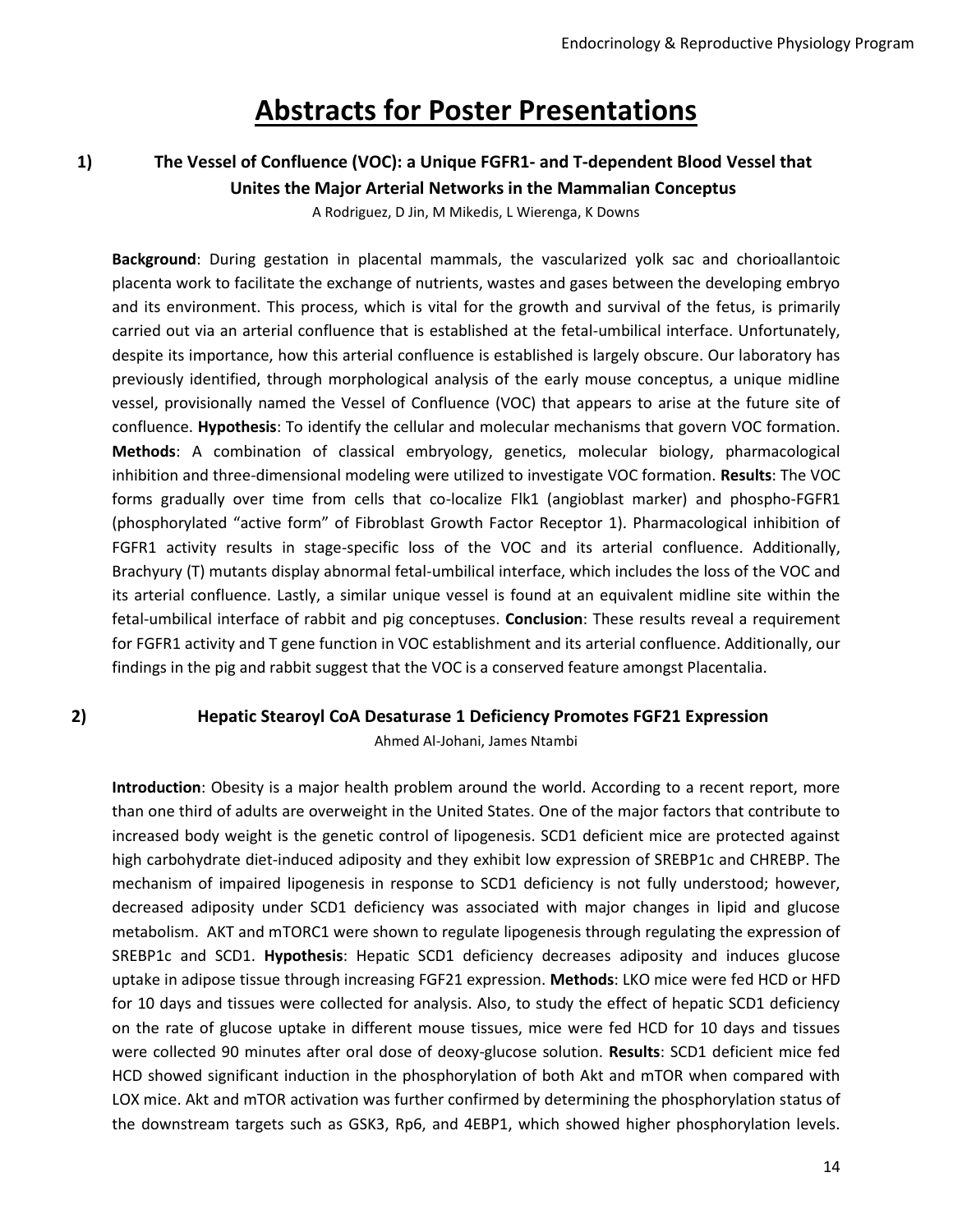# Abstracts for Poster Presentations

## 1) The Vessel of Confluence (VOC): a Unique FGFR1- and T-dependent Blood Vessel that Unites the Major Arterial Networks in the Mammalian Conceptus

A Rodriguez, D Jin, M Mikedis, L Wierenga, K Downs

**Background**: During gestation in placental mammals, the vascularized yolk sac and chorioallantoic placenta work to facilitate the exchange of nutrients, wastes and gases between the developing embryo and its environment. This process, which is vital for the growth and survival of the fetus, is primarily carried out via an arterial confluence that is established at the fetal-umbilical interface. Unfortunately, despite its importance, how this arterial confluence is established is largely obscure. Our laboratory has previously identified, through morphological analysis of the early mouse conceptus, a unique midline vessel, provisionally named the Vessel of Confluence (VOC) that appears to arise at the future site of confluence. **Hypothesis**: To identify the cellular and molecular mechanisms that govern VOC formation. **Methods**: A combination of classical embryology, genetics, molecular biology, pharmacological inhibition and three-dimensional modeling were utilized to investigate VOC formation. **Results**: The VOC forms gradually over time from cells that co-localize Flk1 (angioblast marker) and phospho-FGFR1 (phosphorylated "active form" of Fibroblast Growth Factor Receptor 1). Pharmacological inhibition of FGFR1 activity results in stage-specific loss of the VOC and its arterial confluence. Additionally, Brachyury (T) mutants display abnormal fetal-umbilical interface, which includes the loss of the VOC and its arterial confluence. Lastly, a similar unique vessel is found at an equivalent midline site within the fetal-umbilical interface of rabbit and pig conceptuses. **Conclusion**: These results reveal a requirement for FGFR1 activity and T gene function in VOC establishment and its arterial confluence. Additionally, our findings in the pig and rabbit suggest that the VOC is a conserved feature amongst Placentalia.

## 2) Hepatic Stearoyl CoA Desaturase 1 Deficiency Promotes FGF21 Expression

Ahmed Al-Johani, James Ntambi

**Introduction**: Obesity is a major health problem around the world. According to a recent report, more than one third of adults are overweight in the United States. One of the major factors that contribute to increased body weight is the genetic control of lipogenesis. SCD1 deficient mice are protected against high carbohydrate diet-induced adiposity and they exhibit low expression of SREBP1c and CHREBP. The mechanism of impaired lipogenesis in response to SCD1 deficiency is not fully understood; however, decreased adiposity under SCD1 deficiency was associated with major changes in lipid and glucose metabolism. AKT and mTORC1 were shown to regulate lipogenesis through regulating the expression of SREBP1c and SCD1. **Hypothesis**: Hepatic SCD1 deficiency decreases adiposity and induces glucose uptake in adipose tissue through increasing FGF21 expression. **Methods**: LKO mice were fed HCD or HFD for 10 days and tissues were collected for analysis. Also, to study the effect of hepatic SCD1 deficiency on the rate of glucose uptake in different mouse tissues, mice were fed HCD for 10 days and tissues were collected 90 minutes after oral dose of deoxy-glucose solution. **Results**: SCD1 deficient mice fed HCD showed significant induction in the phosphorylation of both Akt and mTOR when compared with LOX mice. Akt and mTOR activation was further confirmed by determining the phosphorylation status of the downstream targets such as GSK3, Rp6, and 4EBP1, which showed higher phosphorylation levels.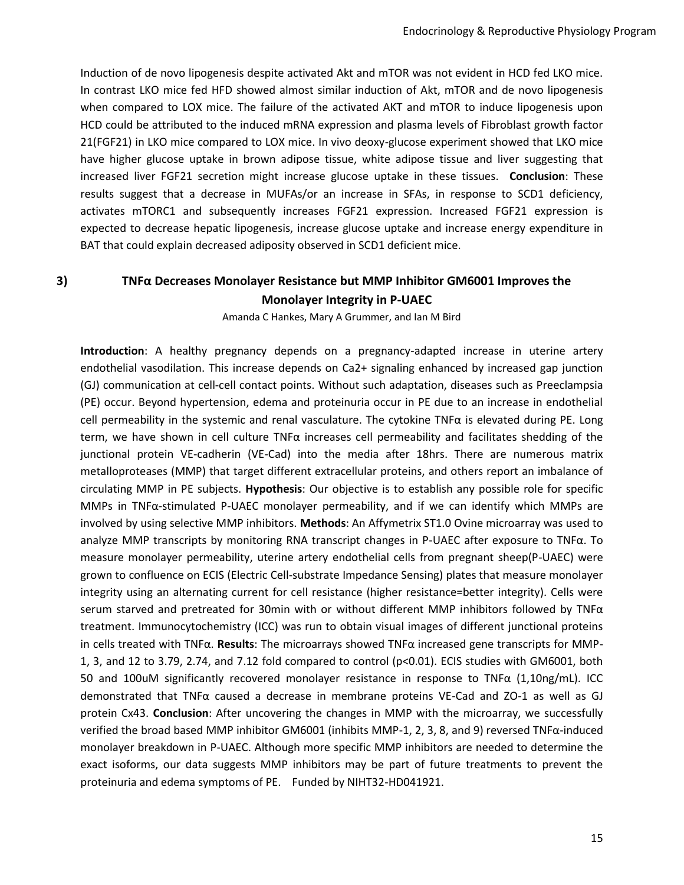Induction of de novo lipogenesis despite activated Akt and mTOR was not evident in HCD fed LKO mice. In contrast LKO mice fed HFD showed almost similar induction of Akt, mTOR and de novo lipogenesis when compared to LOX mice. The failure of the activated AKT and mTOR to induce lipogenesis upon HCD could be attributed to the induced mRNA expression and plasma levels of Fibroblast growth factor 21(FGF21) in LKO mice compared to LOX mice. In vivo deoxy-glucose experiment showed that LKO mice have higher glucose uptake in brown adipose tissue, white adipose tissue and liver suggesting that increased liver FGF21 secretion might increase glucose uptake in these tissues. **Conclusion**: These results suggest that a decrease in MUFAs/or an increase in SFAs, in response to SCD1 deficiency, activates mTORC1 and subsequently increases FGF21 expression. Increased FGF21 expression is expected to decrease hepatic lipogenesis, increase glucose uptake and increase energy expenditure in BAT that could explain decreased adiposity observed in SCD1 deficient mice.

## 3) TNFα Decreases Monolayer Resistance but MMP Inhibitor GM6001 Improves the Monolayer Integrity in P-UAEC

Amanda C Hankes, Mary A Grummer, and Ian M Bird

**Introduction**: A healthy pregnancy depends on a pregnancy-adapted increase in uterine artery endothelial vasodilation. This increase depends on $Ca^{2+}$ signaling enhanced by increased gap junction (GJ) communication at cell-cell contact points. Without such adaptation, diseases such as Preeclampsia (PE) occur. Beyond hypertension, edema and proteinuria occur in PE due to an increase in endothelial cell permeability in the systemic and renal vasculature. The cytokine TNFα is elevated during PE. Long term, we have shown in cell culture TNFα increases cell permeability and facilitates shedding of the junctional protein VE-cadherin (VE-Cad) into the media after 18hrs. There are numerous matrix metalloproteases (MMP) that target different extracellular proteins, and others report an imbalance of circulating MMP in PE subjects. **Hypothesis**: Our objective is to establish any possible role for specific MMPs in TNFα-stimulated P-UAEC monolayer permeability, and if we can identify which MMPs are involved by using selective MMP inhibitors. **Methods**: An Affymetrix ST1.0 Ovine microarray was used to analyze MMP transcripts by monitoring RNA transcript changes in P-UAEC after exposure to TNFα. To measure monolayer permeability, uterine artery endothelial cells from pregnant sheep(P-UAEC) were grown to confluence on ECIS (Electric Cell-substrate Impedance Sensing) plates that measure monolayer integrity using an alternating current for cell resistance (higher resistance=better integrity). Cells were serum starved and pretreated for 30min with or without different MMP inhibitors followed by TNFα treatment. Immunocytochemistry (ICC) was run to obtain visual images of different junctional proteins in cells treated with TNFα. **Results**: The microarrays showed TNFα increased gene transcripts for MMP-1, 3, and 12 to 3.79, 2.74, and 7.12 fold compared to control ($p<0.01$). ECIS studies with GM6001, both 50 and 100uM significantly recovered monolayer resistance in response to TNFα (1,10ng/mL). ICC demonstrated that TNFα caused a decrease in membrane proteins VE-Cad and ZO-1 as well as GJ protein Cx43. **Conclusion**: After uncovering the changes in MMP with the microarray, we successfully verified the broad based MMP inhibitor GM6001 (inhibits MMP-1, 2, 3, 8, and 9) reversed TNFα-induced monolayer breakdown in P-UAEC. Although more specific MMP inhibitors are needed to determine the exact isoforms, our data suggests MMP inhibitors may be part of future treatments to prevent the proteinuria and edema symptoms of PE. Funded by NIHT32-HD041921.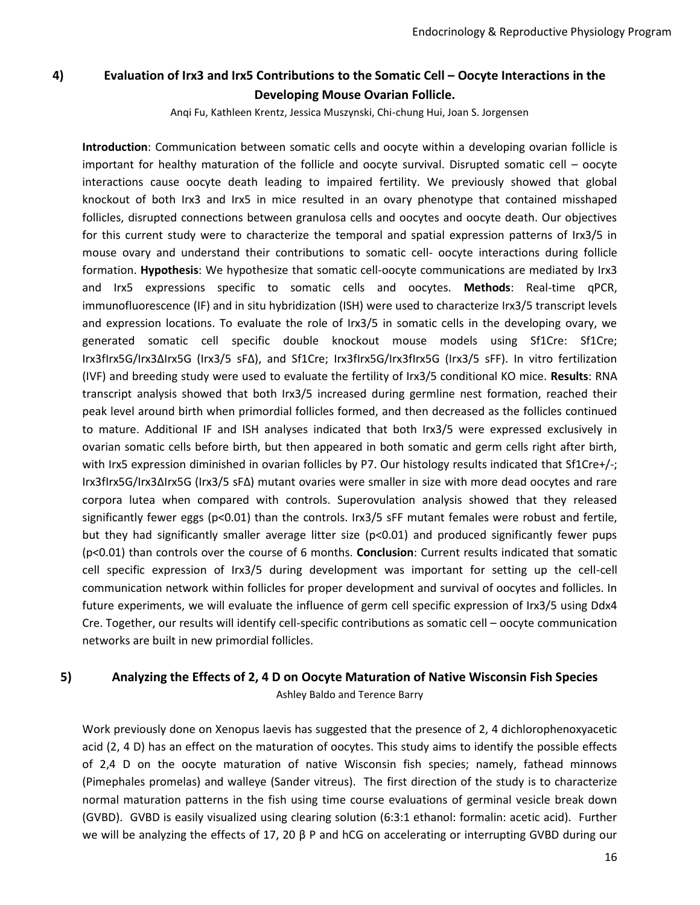## 4) Evaluation of Irx3 and Irx5 Contributions to the Somatic Cell – Oocyte Interactions in the Developing Mouse Ovarian Follicle.

Anqi Fu, Kathleen Krentz, Jessica Muszynski, Chi-chung Hui, Joan S. Jorgensen

**Introduction**: Communication between somatic cells and oocyte within a developing ovarian follicle is important for healthy maturation of the follicle and oocyte survival. Disrupted somatic cell – oocyte interactions cause oocyte death leading to impaired fertility. We previously showed that global knockout of both Irx3 and Irx5 in mice resulted in an ovary phenotype that contained misshaped follicles, disrupted connections between granulosa cells and oocytes and oocyte death. Our objectives for this current study were to characterize the temporal and spatial expression patterns of Irx3/5 in mouse ovary and understand their contributions to somatic cell- oocyte interactions during follicle formation. **Hypothesis**: We hypothesize that somatic cell-oocyte communications are mediated by Irx3 and Irx5 expressions specific to somatic cells and oocytes. **Methods**: Real-time qPCR, immunofluorescence (IF) and in situ hybridization (ISH) were used to characterize Irx3/5 transcript levels and expression locations. To evaluate the role of Irx3/5 in somatic cells in the developing ovary, we generated somatic cell specific double knockout mouse models using Sf1Cre: Sf1Cre; Irx3flIrx5G/Irx3ΔIrx5G (Irx3/5 sFΔ), and Sf1Cre; Irx3flIrx5G/Irx3flIrx5G (Irx3/5 sFF). In vitro fertilization (IVF) and breeding study were used to evaluate the fertility of Irx3/5 conditional KO mice. **Results**: RNA transcript analysis showed that both Irx3/5 increased during germline nest formation, reached their peak level around birth when primordial follicles formed, and then decreased as the follicles continued to mature. Additional IF and ISH analyses indicated that both Irx3/5 were expressed exclusively in ovarian somatic cells before birth, but then appeared in both somatic and germ cells right after birth, with Irx5 expression diminished in ovarian follicles by P7. Our histology results indicated that Sf1Cre+/-; Irx3flIrx5G/Irx3ΔIrx5G (Irx3/5 sFΔ) mutant ovaries were smaller in size with more dead oocytes and rare corpora lutea when compared with controls. Superovulation analysis showed that they released significantly fewer eggs ($p<0.01$) than the controls. Irx3/5 sFF mutant females were robust and fertile, but they had significantly smaller average litter size ($p<0.01$) and produced significantly fewer pups ($p<0.01$) than controls over the course of 6 months. **Conclusion**: Current results indicated that somatic cell specific expression of Irx3/5 during development was important for setting up the cell-cell communication network within follicles for proper development and survival of oocytes and follicles. In future experiments, we will evaluate the influence of germ cell specific expression of Irx3/5 using Ddx4 Cre. Together, our results will identify cell-specific contributions as somatic cell – oocyte communication networks are built in new primordial follicles.

## 5) Analyzing the Effects of 2, 4 D on Oocyte Maturation of Native Wisconsin Fish Species

Ashley Baldo and Terence Barry

Work previously done on Xenopus laevis has suggested that the presence of 2, 4 dichlorophenoxyacetic acid (2, 4 D) has an effect on the maturation of oocytes. This study aims to identify the possible effects of 2,4 D on the oocyte maturation of native Wisconsin fish species; namely, fathead minnows (Pimephales promelas) and walleye (Sander vitreus). The first direction of the study is to characterize normal maturation patterns in the fish using time course evaluations of germinal vesicle break down (GVBD). GVBD is easily visualized using clearing solution (6:3:1 ethanol: formalin: acetic acid). Further we will be analyzing the effects of 17, 20 β P and hCG on accelerating or interrupting GVBD during our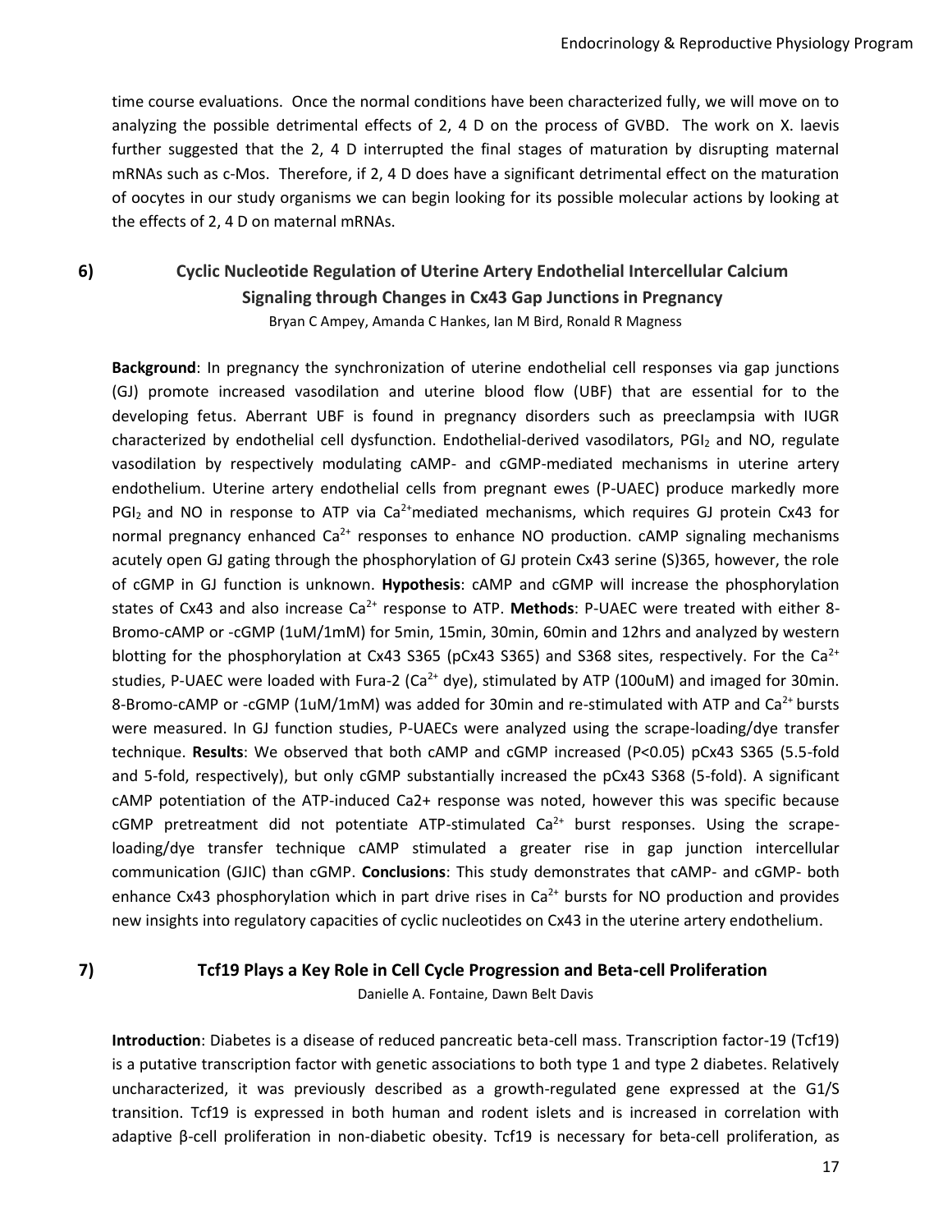time course evaluations. Once the normal conditions have been characterized fully, we will move on to analyzing the possible detrimental effects of 2, 4 D on the process of GVBD. The work on X. laevis further suggested that the 2, 4 D interrupted the final stages of maturation by disrupting maternal mRNAs such as c-Mos. Therefore, if 2, 4 D does have a significant detrimental effect on the maturation of oocytes in our study organisms we can begin looking for its possible molecular actions by looking at the effects of 2, 4 D on maternal mRNAs.

## 6) Cyclic Nucleotide Regulation of Uterine Artery Endothelial Intercellular Calcium Signaling through Changes in Cx43 Gap Junctions in Pregnancy

Bryan C Ampey, Amanda C Hankes, Ian M Bird, Ronald R Magness

**Background**: In pregnancy the synchronization of uterine endothelial cell responses via gap junctions (GJ) promote increased vasodilation and uterine blood flow (UBF) that are essential for to the developing fetus. Aberrant UBF is found in pregnancy disorders such as preeclampsia with IUGR characterized by endothelial cell dysfunction. Endothelial-derived vasodilators, $PGI_2$ and NO, regulate vasodilation by respectively modulating cAMP- and cGMP-mediated mechanisms in uterine artery endothelium. Uterine artery endothelial cells from pregnant ewes (P-UAEC) produce markedly more $PGI_2$ and NO in response to ATP via $Ca^{2+}$mediated mechanisms, which requires GJ protein Cx43 for normal pregnancy enhanced $Ca^{2+}$ responses to enhance NO production. cAMP signaling mechanisms acutely open GJ gating through the phosphorylation of GJ protein Cx43 serine (S)365, however, the role of cGMP in GJ function is unknown. **Hypothesis**: cAMP and cGMP will increase the phosphorylation states of Cx43 and also increase $Ca^{2+}$ response to ATP. **Methods**: P-UAEC were treated with either 8-Bromo-cAMP or -cGMP (1uM/1mM) for 5min, 15min, 30min, 60min and 12hrs and analyzed by western blotting for the phosphorylation at Cx43 S365 (pCx43 S365) and S368 sites, respectively. For the $Ca^{2+}$ studies, P-UAEC were loaded with Fura-2 ($Ca^{2+}$ dye), stimulated by ATP (100uM) and imaged for 30min. 8-Bromo-cAMP or -cGMP (1uM/1mM) was added for 30min and re-stimulated with ATP and $Ca^{2+}$ bursts were measured. In GJ function studies, P-UAECs were analyzed using the scrape-loading/dye transfer technique. **Results**: We observed that both cAMP and cGMP increased ($P<0.05$) pCx43 S365 (5.5-fold and 5-fold, respectively), but only cGMP substantially increased the pCx43 S368 (5-fold). A significant cAMP potentiation of the ATP-induced Ca2+ response was noted, however this was specific because cGMP pretreatment did not potentiate ATP-stimulated $Ca^{2+}$ burst responses. Using the scrape-loading/dye transfer technique cAMP stimulated a greater rise in gap junction intercellular communication (GJIC) than cGMP. **Conclusions**: This study demonstrates that cAMP- and cGMP- both enhance Cx43 phosphorylation which in part drive rises in $Ca^{2+}$ bursts for NO production and provides new insights into regulatory capacities of cyclic nucleotides on Cx43 in the uterine artery endothelium.

## 7) Tcf19 Plays a Key Role in Cell Cycle Progression and Beta-cell Proliferation

Danielle A. Fontaine, Dawn Belt Davis

**Introduction**: Diabetes is a disease of reduced pancreatic beta-cell mass. Transcription factor-19 (Tcf19) is a putative transcription factor with genetic associations to both type 1 and type 2 diabetes. Relatively uncharacterized, it was previously described as a growth-regulated gene expressed at the G1/S transition. Tcf19 is expressed in both human and rodent islets and is increased in correlation with adaptive β-cell proliferation in non-diabetic obesity. Tcf19 is necessary for beta-cell proliferation, as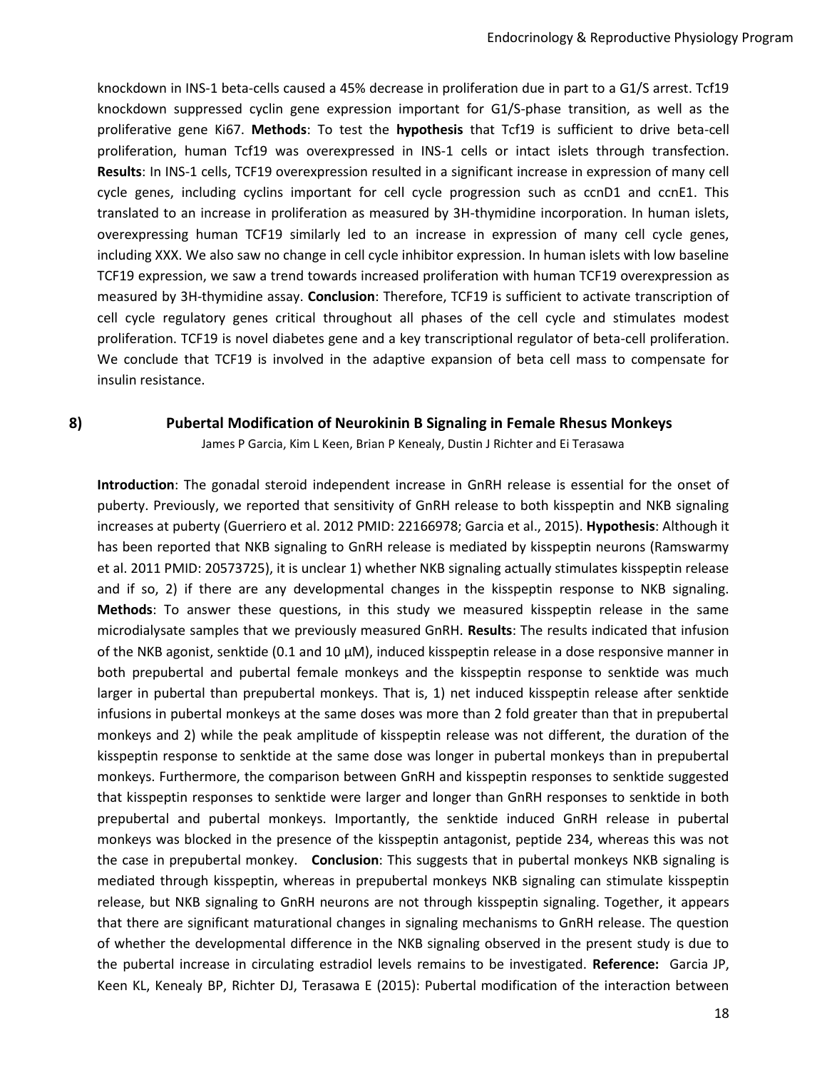knockdown in INS-1 beta-cells caused a 45% decrease in proliferation due in part to a G1/S arrest. Tcf19 knockdown suppressed cyclin gene expression important for G1/S-phase transition, as well as the proliferative gene Ki67. **Methods**: To test the **hypothesis** that Tcf19 is sufficient to drive beta-cell proliferation, human Tcf19 was overexpressed in INS-1 cells or intact islets through transfection. **Results**: In INS-1 cells, TCF19 overexpression resulted in a significant increase in expression of many cell cycle genes, including cyclins important for cell cycle progression such as ccnD1 and ccnE1. This translated to an increase in proliferation as measured by 3H-thymidine incorporation. In human islets, overexpressing human TCF19 similarly led to an increase in expression of many cell cycle genes, including XXX. We also saw no change in cell cycle inhibitor expression. In human islets with low baseline TCF19 expression, we saw a trend towards increased proliferation with human TCF19 overexpression as measured by 3H-thymidine assay. **Conclusion**: Therefore, TCF19 is sufficient to activate transcription of cell cycle regulatory genes critical throughout all phases of the cell cycle and stimulates modest proliferation. TCF19 is novel diabetes gene and a key transcriptional regulator of beta-cell proliferation. We conclude that TCF19 is involved in the adaptive expansion of beta cell mass to compensate for insulin resistance.

## 8) Pubertal Modification of Neurokinin B Signaling in Female Rhesus Monkeys

James P Garcia, Kim L Keen, Brian P Kenealy, Dustin J Richter and Ei Terasawa

**Introduction**: The gonadal steroid independent increase in GnRH release is essential for the onset of puberty. Previously, we reported that sensitivity of GnRH release to both kisspeptin and NKB signaling increases at puberty (Guerriero et al. 2012 PMID: 22166978; Garcia et al., 2015). **Hypothesis**: Although it has been reported that NKB signaling to GnRH release is mediated by kisspeptin neurons (Ramswarmy et al. 2011 PMID: 20573725), it is unclear 1) whether NKB signaling actually stimulates kisspeptin release and if so, 2) if there are any developmental changes in the kisspeptin response to NKB signaling. **Methods**: To answer these questions, in this study we measured kisspeptin release in the same microdialysate samples that we previously measured GnRH. **Results**: The results indicated that infusion of the NKB agonist, senktide (0.1 and 10 μM), induced kisspeptin release in a dose responsive manner in both prepubertal and pubertal female monkeys and the kisspeptin response to senktide was much larger in pubertal than prepubertal monkeys. That is, 1) net induced kisspeptin release after senktide infusions in pubertal monkeys at the same doses was more than 2 fold greater than that in prepubertal monkeys and 2) while the peak amplitude of kisspeptin release was not different, the duration of the kisspeptin response to senktide at the same dose was longer in pubertal monkeys than in prepubertal monkeys. Furthermore, the comparison between GnRH and kisspeptin responses to senktide suggested that kisspeptin responses to senktide were larger and longer than GnRH responses to senktide in both prepubertal and pubertal monkeys. Importantly, the senktide induced GnRH release in pubertal monkeys was blocked in the presence of the kisspeptin antagonist, peptide 234, whereas this was not the case in prepubertal monkey. **Conclusion**: This suggests that in pubertal monkeys NKB signaling is mediated through kisspeptin, whereas in prepubertal monkeys NKB signaling can stimulate kisspeptin release, but NKB signaling to GnRH neurons are not through kisspeptin signaling. Together, it appears that there are significant maturational changes in signaling mechanisms to GnRH release. The question of whether the developmental difference in the NKB signaling observed in the present study is due to the pubertal increase in circulating estradiol levels remains to be investigated. **Reference:** Garcia JP, Keen KL, Kenealy BP, Richter DJ, Terasawa E (2015): Pubertal modification of the interaction between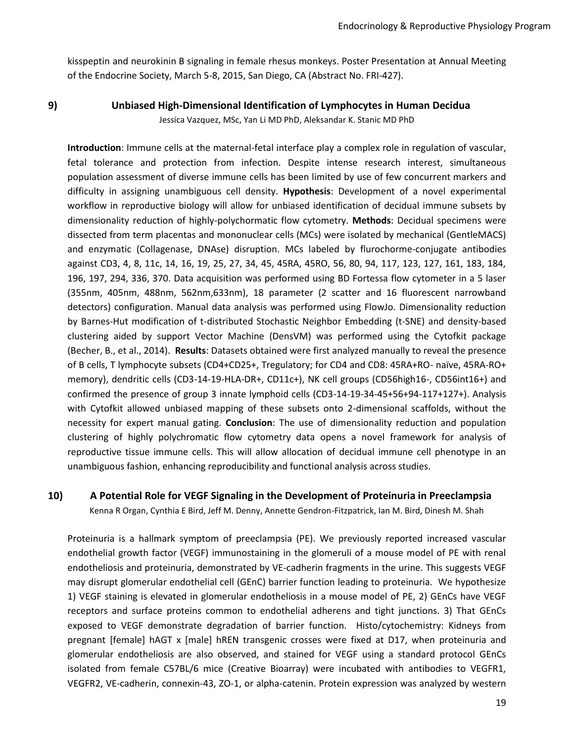kisspeptin and neurokinin B signaling in female rhesus monkeys. Poster Presentation at Annual Meeting of the Endocrine Society, March 5-8, 2015, San Diego, CA (Abstract No. FRI-427).

## 9) Unbiased High-Dimensional Identification of Lymphocytes in Human Decidua

Jessica Vazquez, MSc, Yan Li MD PhD, Aleksandar K. Stanic MD PhD

**Introduction**: Immune cells at the maternal-fetal interface play a complex role in regulation of vascular, fetal tolerance and protection from infection. Despite intense research interest, simultaneous population assessment of diverse immune cells has been limited by use of few concurrent markers and difficulty in assigning unambiguous cell density. **Hypothesis**: Development of a novel experimental workflow in reproductive biology will allow for unbiased identification of decidual immune subsets by dimensionality reduction of highly-polychormatic flow cytometry. **Methods**: Decidual specimens were dissected from term placentas and mononuclear cells (MCs) were isolated by mechanical (GentleMACS) and enzymatic (Collagenase, DNAse) disruption. MCs labeled by flurochorme-conjugate antibodies against CD3, 4, 8, 11c, 14, 16, 19, 25, 27, 34, 45, 45RA, 45RO, 56, 80, 94, 117, 123, 127, 161, 183, 184, 196, 197, 294, 336, 370. Data acquisition was performed using BD Fortessa flow cytometer in a 5 laser (355nm, 405nm, 488nm, 562nm,633nm), 18 parameter (2 scatter and 16 fluorescent narrowband detectors) configuration. Manual data analysis was performed using FlowJo. Dimensionality reduction by Barnes-Hut modification of t-distributed Stochastic Neighbor Embedding (t-SNE) and density-based clustering aided by support Vector Machine (DensVM) was performed using the Cytofkit package (Becher, B., et al., 2014). **Results**: Datasets obtained were first analyzed manually to reveal the presence of B cells, T lymphocyte subsets (CD4+CD25+, Tregulatory; for CD4 and CD8: 45RA+RO- naïve, 45RA-RO+ memory), dendritic cells (CD3-14-19-HLA-DR+, CD11c+), NK cell groups (CD56high16-, CD56int16+) and confirmed the presence of group 3 innate lymphoid cells (CD3-14-19-34-45+56+94-117+127+). Analysis with Cytofkit allowed unbiased mapping of these subsets onto 2-dimensional scaffolds, without the necessity for expert manual gating. **Conclusion**: The use of dimensionality reduction and population clustering of highly polychromatic flow cytometry data opens a novel framework for analysis of reproductive tissue immune cells. This will allow allocation of decidual immune cell phenotype in an unambiguous fashion, enhancing reproducibility and functional analysis across studies.

## 10) A Potential Role for VEGF Signaling in the Development of Proteinuria in Preeclampsia

Kenna R Organ, Cynthia E Bird, Jeff M. Denny, Annette Gendron-Fitzpatrick, Ian M. Bird, Dinesh M. Shah

Proteinuria is a hallmark symptom of preeclampsia (PE). We previously reported increased vascular endothelial growth factor (VEGF) immunostaining in the glomeruli of a mouse model of PE with renal endotheliosis and proteinuria, demonstrated by VE-cadherin fragments in the urine. This suggests VEGF may disrupt glomerular endothelial cell (GEnC) barrier function leading to proteinuria. We hypothesize 1) VEGF staining is elevated in glomerular endotheliosis in a mouse model of PE, 2) GEnCs have VEGF receptors and surface proteins common to endothelial adherens and tight junctions. 3) That GEnCs exposed to VEGF demonstrate degradation of barrier function. Histo/cytochemistry: Kidneys from pregnant [female] hAGT x [male] hREN transgenic crosses were fixed at D17, when proteinuria and glomerular endotheliosis are also observed, and stained for VEGF using a standard protocol GEnCs isolated from female C57BL/6 mice (Creative Bioarray) were incubated with antibodies to VEGFR1, VEGFR2, VE-cadherin, connexin-43, ZO-1, or alpha-catenin. Protein expression was analyzed by western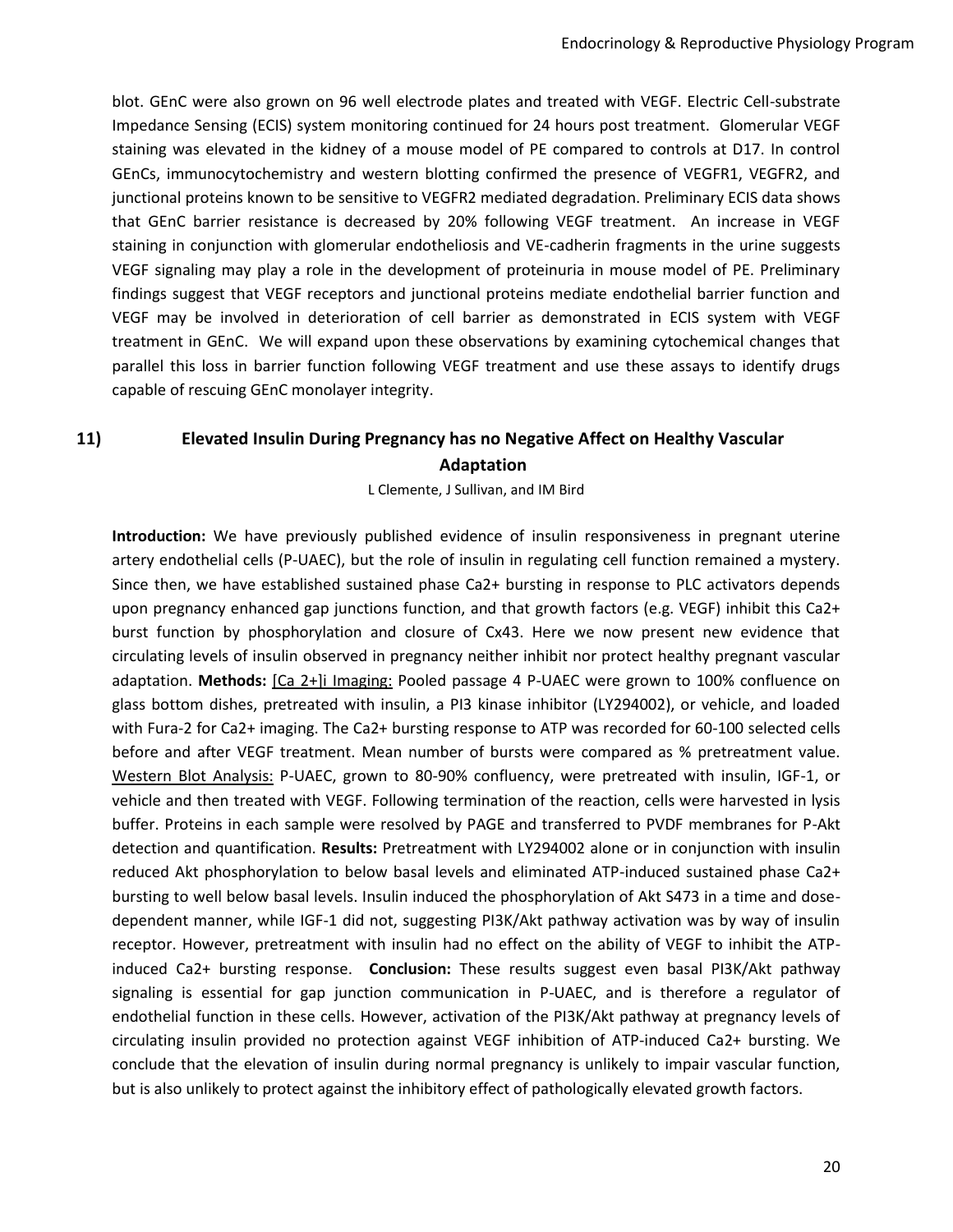blot. GEnC were also grown on 96 well electrode plates and treated with VEGF. Electric Cell-substrate Impedance Sensing (ECIS) system monitoring continued for 24 hours post treatment. Glomerular VEGF staining was elevated in the kidney of a mouse model of PE compared to controls at D17. In control GEnCs, immunocytochemistry and western blotting confirmed the presence of VEGFR1, VEGFR2, and junctional proteins known to be sensitive to VEGFR2 mediated degradation. Preliminary ECIS data shows that GEnC barrier resistance is decreased by 20% following VEGF treatment. An increase in VEGF staining in conjunction with glomerular endotheliosis and VE-cadherin fragments in the urine suggests VEGF signaling may play a role in the development of proteinuria in mouse model of PE. Preliminary findings suggest that VEGF receptors and junctional proteins mediate endothelial barrier function and VEGF may be involved in deterioration of cell barrier as demonstrated in ECIS system with VEGF treatment in GEnC. We will expand upon these observations by examining cytochemical changes that parallel this loss in barrier function following VEGF treatment and use these assays to identify drugs capable of rescuing GEnC monolayer integrity.

## 11) Elevated Insulin During Pregnancy has no Negative Affect on Healthy Vascular Adaptation

L Clemente, J Sullivan, and IM Bird

**Introduction:** We have previously published evidence of insulin responsiveness in pregnant uterine artery endothelial cells (P-UAEC), but the role of insulin in regulating cell function remained a mystery. Since then, we have established sustained phase Ca2+ bursting in response to PLC activators depends upon pregnancy enhanced gap junctions function, and that growth factors (e.g. VEGF) inhibit this Ca2+ burst function by phosphorylation and closure of Cx43. Here we now present new evidence that circulating levels of insulin observed in pregnancy neither inhibit nor protect healthy pregnant vascular adaptation. **Methods:** <u>[Ca 2+]i Imaging:</u> Pooled passage 4 P-UAEC were grown to 100% confluence on glass bottom dishes, pretreated with insulin, a PI3 kinase inhibitor (LY294002), or vehicle, and loaded with Fura-2 for Ca2+ imaging. The Ca2+ bursting response to ATP was recorded for 60-100 selected cells before and after VEGF treatment. Mean number of bursts were compared as % pretreatment value. <u>Western Blot Analysis:</u> P-UAEC, grown to 80-90% confluency, were pretreated with insulin, IGF-1, or vehicle and then treated with VEGF. Following termination of the reaction, cells were harvested in lysis buffer. Proteins in each sample were resolved by PAGE and transferred to PVDF membranes for P-Akt detection and quantification. **Results:** Pretreatment with LY294002 alone or in conjunction with insulin reduced Akt phosphorylation to below basal levels and eliminated ATP-induced sustained phase Ca2+ bursting to well below basal levels. Insulin induced the phosphorylation of Akt S473 in a time and dose-dependent manner, while IGF-1 did not, suggesting PI3K/Akt pathway activation was by way of insulin receptor. However, pretreatment with insulin had no effect on the ability of VEGF to inhibit the ATP-induced Ca2+ bursting response. **Conclusion:** These results suggest even basal PI3K/Akt pathway signaling is essential for gap junction communication in P-UAEC, and is therefore a regulator of endothelial function in these cells. However, activation of the PI3K/Akt pathway at pregnancy levels of circulating insulin provided no protection against VEGF inhibition of ATP-induced Ca2+ bursting. We conclude that the elevation of insulin during normal pregnancy is unlikely to impair vascular function, but is also unlikely to protect against the inhibitory effect of pathologically elevated growth factors.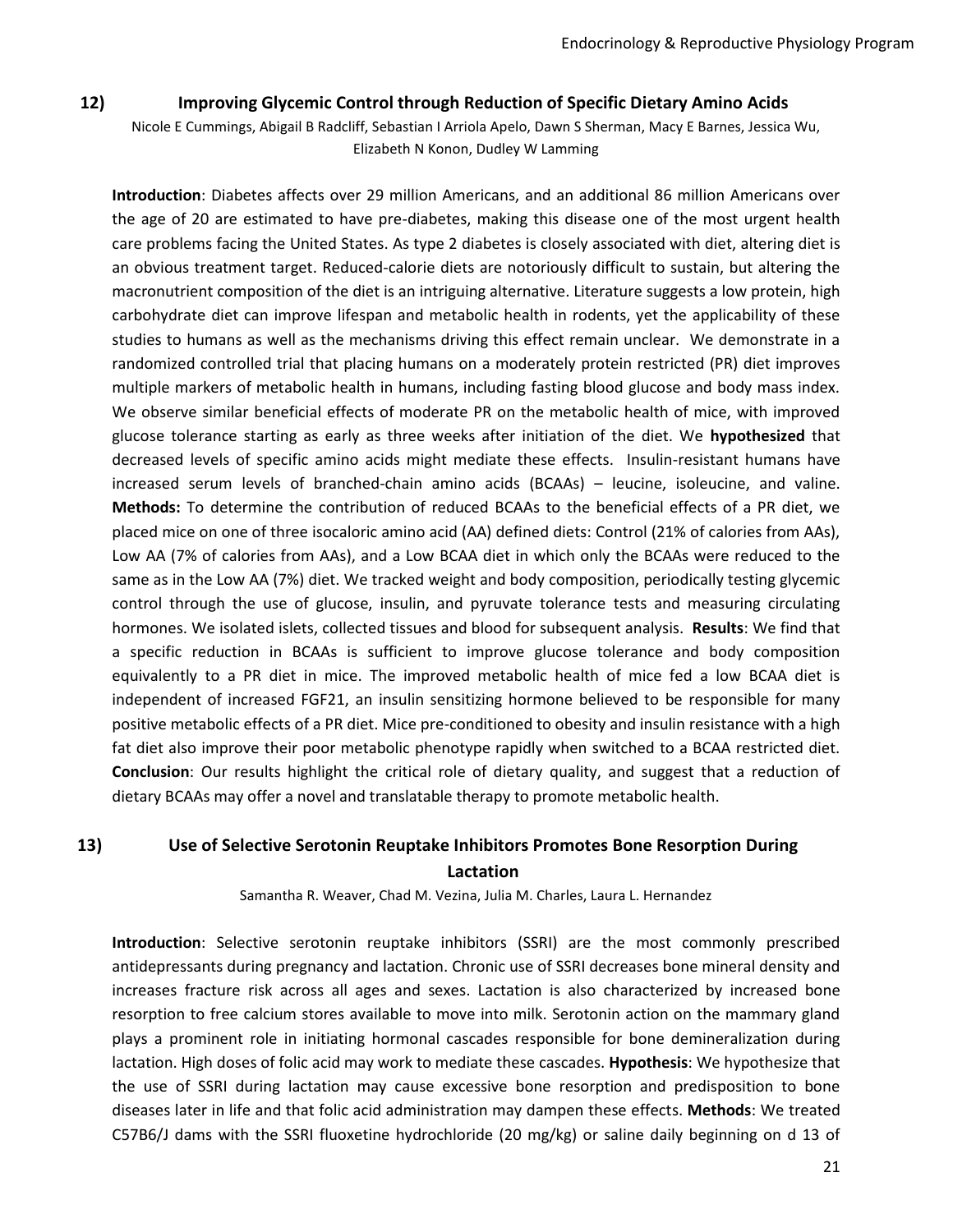## 12) Improving Glycemic Control through Reduction of Specific Dietary Amino Acids

Nicole E Cummings, Abigail B Radcliff, Sebastian I Arriola Apelo, Dawn S Sherman, Macy E Barnes, Jessica Wu, Elizabeth N Konon, Dudley W Lamming

**Introduction**: Diabetes affects over 29 million Americans, and an additional 86 million Americans over the age of 20 are estimated to have pre-diabetes, making this disease one of the most urgent health care problems facing the United States. As type 2 diabetes is closely associated with diet, altering diet is an obvious treatment target. Reduced-calorie diets are notoriously difficult to sustain, but altering the macronutrient composition of the diet is an intriguing alternative. Literature suggests a low protein, high carbohydrate diet can improve lifespan and metabolic health in rodents, yet the applicability of these studies to humans as well as the mechanisms driving this effect remain unclear. We demonstrate in a randomized controlled trial that placing humans on a moderately protein restricted (PR) diet improves multiple markers of metabolic health in humans, including fasting blood glucose and body mass index. We observe similar beneficial effects of moderate PR on the metabolic health of mice, with improved glucose tolerance starting as early as three weeks after initiation of the diet. We **hypothesized** that decreased levels of specific amino acids might mediate these effects. Insulin-resistant humans have increased serum levels of branched-chain amino acids (BCAAs) – leucine, isoleucine, and valine. **Methods:** To determine the contribution of reduced BCAAs to the beneficial effects of a PR diet, we placed mice on one of three isocaloric amino acid (AA) defined diets: Control (21% of calories from AAs), Low AA (7% of calories from AAs), and a Low BCAA diet in which only the BCAAs were reduced to the same as in the Low AA (7%) diet. We tracked weight and body composition, periodically testing glycemic control through the use of glucose, insulin, and pyruvate tolerance tests and measuring circulating hormones. We isolated islets, collected tissues and blood for subsequent analysis. **Results**: We find that a specific reduction in BCAAs is sufficient to improve glucose tolerance and body composition equivalently to a PR diet in mice. The improved metabolic health of mice fed a low BCAA diet is independent of increased FGF21, an insulin sensitizing hormone believed to be responsible for many positive metabolic effects of a PR diet. Mice pre-conditioned to obesity and insulin resistance with a high fat diet also improve their poor metabolic phenotype rapidly when switched to a BCAA restricted diet. **Conclusion**: Our results highlight the critical role of dietary quality, and suggest that a reduction of dietary BCAAs may offer a novel and translatable therapy to promote metabolic health.

## 13) Use of Selective Serotonin Reuptake Inhibitors Promotes Bone Resorption During Lactation

Samantha R. Weaver, Chad M. Vezina, Julia M. Charles, Laura L. Hernandez

**Introduction**: Selective serotonin reuptake inhibitors (SSRI) are the most commonly prescribed antidepressants during pregnancy and lactation. Chronic use of SSRI decreases bone mineral density and increases fracture risk across all ages and sexes. Lactation is also characterized by increased bone resorption to free calcium stores available to move into milk. Serotonin action on the mammary gland plays a prominent role in initiating hormonal cascades responsible for bone demineralization during lactation. High doses of folic acid may work to mediate these cascades. **Hypothesis**: We hypothesize that the use of SSRI during lactation may cause excessive bone resorption and predisposition to bone diseases later in life and that folic acid administration may dampen these effects. **Methods**: We treated C57B6/J dams with the SSRI fluoxetine hydrochloride (20 mg/kg) or saline daily beginning on d 13 of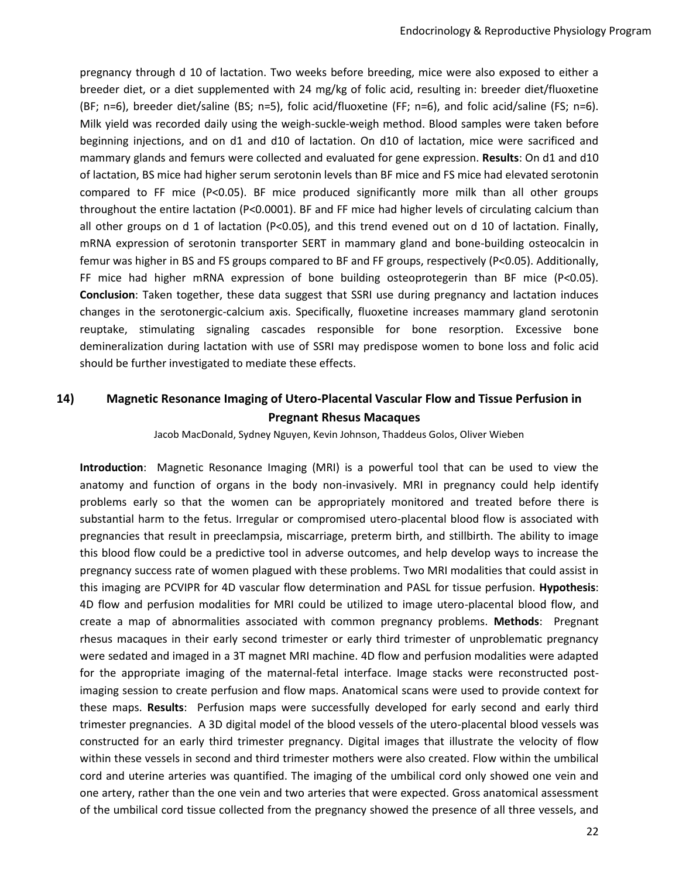pregnancy through d 10 of lactation. Two weeks before breeding, mice were also exposed to either a breeder diet, or a diet supplemented with 24 mg/kg of folic acid, resulting in: breeder diet/fluoxetine (BF; n=6), breeder diet/saline (BS; n=5), folic acid/fluoxetine (FF; n=6), and folic acid/saline (FS; n=6). Milk yield was recorded daily using the weigh-suckle-weigh method. Blood samples were taken before beginning injections, and on d1 and d10 of lactation. On d10 of lactation, mice were sacrificed and mammary glands and femurs were collected and evaluated for gene expression. **Results**: On d1 and d10 of lactation, BS mice had higher serum serotonin levels than BF mice and FS mice had elevated serotonin compared to FF mice ($P<0.05$). BF mice produced significantly more milk than all other groups throughout the entire lactation ($P<0.0001$). BF and FF mice had higher levels of circulating calcium than all other groups on d 1 of lactation ($P<0.05$), and this trend evened out on d 10 of lactation. Finally, mRNA expression of serotonin transporter SERT in mammary gland and bone-building osteocalcin in femur was higher in BS and FS groups compared to BF and FF groups, respectively ($P<0.05$). Additionally, FF mice had higher mRNA expression of bone building osteoprotegerin than BF mice ($P<0.05$). **Conclusion**: Taken together, these data suggest that SSRI use during pregnancy and lactation induces changes in the serotonergic-calcium axis. Specifically, fluoxetine increases mammary gland serotonin reuptake, stimulating signaling cascades responsible for bone resorption. Excessive bone demineralization during lactation with use of SSRI may predispose women to bone loss and folic acid should be further investigated to mediate these effects.

## 14) Magnetic Resonance Imaging of Utero-Placental Vascular Flow and Tissue Perfusion in Pregnant Rhesus Macaques

Jacob MacDonald, Sydney Nguyen, Kevin Johnson, Thaddeus Golos, Oliver Wieben

**Introduction**: Magnetic Resonance Imaging (MRI) is a powerful tool that can be used to view the anatomy and function of organs in the body non-invasively. MRI in pregnancy could help identify problems early so that the women can be appropriately monitored and treated before there is substantial harm to the fetus. Irregular or compromised utero-placental blood flow is associated with pregnancies that result in preeclampsia, miscarriage, preterm birth, and stillbirth. The ability to image this blood flow could be a predictive tool in adverse outcomes, and help develop ways to increase the pregnancy success rate of women plagued with these problems. Two MRI modalities that could assist in this imaging are PCVIPR for 4D vascular flow determination and PASL for tissue perfusion. **Hypothesis**: 4D flow and perfusion modalities for MRI could be utilized to image utero-placental blood flow, and create a map of abnormalities associated with common pregnancy problems. **Methods**: Pregnant rhesus macaques in their early second trimester or early third trimester of unproblematic pregnancy were sedated and imaged in a 3T magnet MRI machine. 4D flow and perfusion modalities were adapted for the appropriate imaging of the maternal-fetal interface. Image stacks were reconstructed post-imaging session to create perfusion and flow maps. Anatomical scans were used to provide context for these maps. **Results**: Perfusion maps were successfully developed for early second and early third trimester pregnancies. A 3D digital model of the blood vessels of the utero-placental blood vessels was constructed for an early third trimester pregnancy. Digital images that illustrate the velocity of flow within these vessels in second and third trimester mothers were also created. Flow within the umbilical cord and uterine arteries was quantified. The imaging of the umbilical cord only showed one vein and one artery, rather than the one vein and two arteries that were expected. Gross anatomical assessment of the umbilical cord tissue collected from the pregnancy showed the presence of all three vessels, and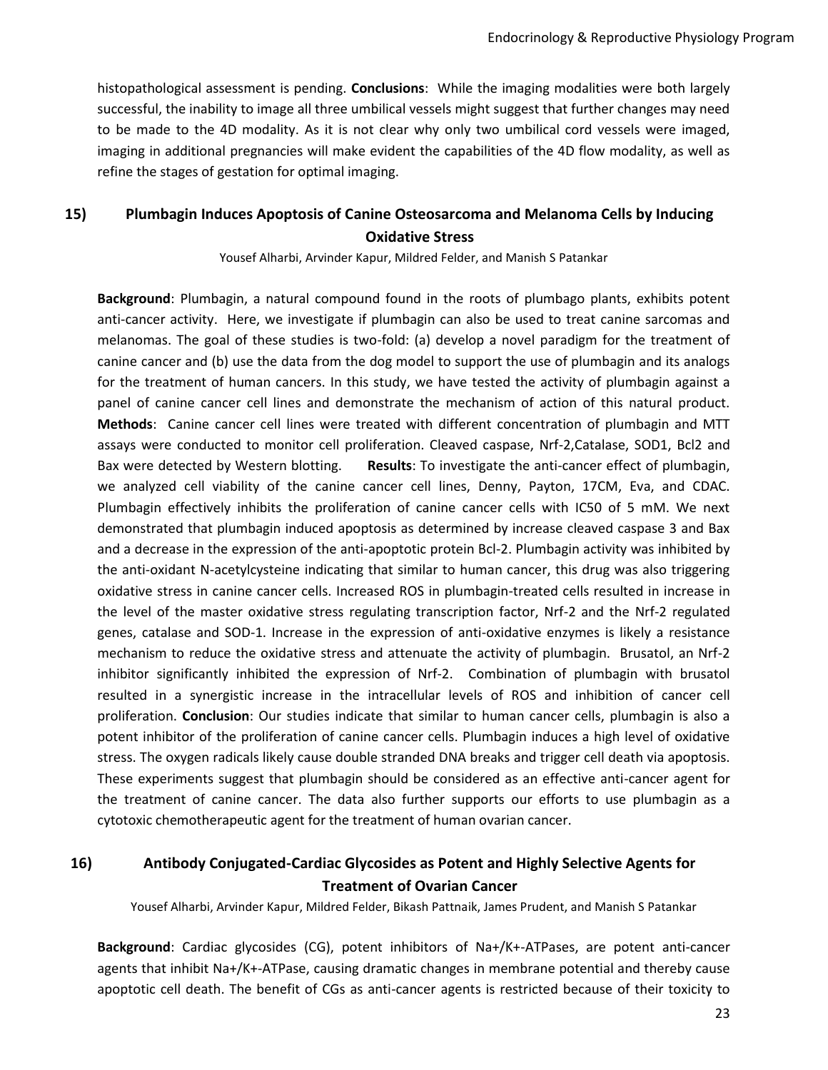histopathological assessment is pending. **Conclusions**: While the imaging modalities were both largely successful, the inability to image all three umbilical vessels might suggest that further changes may need to be made to the 4D modality. As it is not clear why only two umbilical cord vessels were imaged, imaging in additional pregnancies will make evident the capabilities of the 4D flow modality, as well as refine the stages of gestation for optimal imaging.

## 15) Plumbagin Induces Apoptosis of Canine Osteosarcoma and Melanoma Cells by Inducing Oxidative Stress

Yousef Alharbi, Arvinder Kapur, Mildred Felder, and Manish S Patankar

**Background**: Plumbagin, a natural compound found in the roots of plumbago plants, exhibits potent anti-cancer activity. Here, we investigate if plumbagin can also be used to treat canine sarcomas and melanomas. The goal of these studies is two-fold: (a) develop a novel paradigm for the treatment of canine cancer and (b) use the data from the dog model to support the use of plumbagin and its analogs for the treatment of human cancers. In this study, we have tested the activity of plumbagin against a panel of canine cancer cell lines and demonstrate the mechanism of action of this natural product. **Methods**: Canine cancer cell lines were treated with different concentration of plumbagin and MTT assays were conducted to monitor cell proliferation. Cleaved caspase, Nrf-2,Catalase, SOD1, Bcl2 and Bax were detected by Western blotting. **Results**: To investigate the anti-cancer effect of plumbagin, we analyzed cell viability of the canine cancer cell lines, Denny, Payton, 17CM, Eva, and CDAC. Plumbagin effectively inhibits the proliferation of canine cancer cells with IC50 of 5 mM. We next demonstrated that plumbagin induced apoptosis as determined by increase cleaved caspase 3 and Bax and a decrease in the expression of the anti-apoptotic protein Bcl-2. Plumbagin activity was inhibited by the anti-oxidant N-acetylcysteine indicating that similar to human cancer, this drug was also triggering oxidative stress in canine cancer cells. Increased ROS in plumbagin-treated cells resulted in increase in the level of the master oxidative stress regulating transcription factor, Nrf-2 and the Nrf-2 regulated genes, catalase and SOD-1. Increase in the expression of anti-oxidative enzymes is likely a resistance mechanism to reduce the oxidative stress and attenuate the activity of plumbagin. Brusatol, an Nrf-2 inhibitor significantly inhibited the expression of Nrf-2. Combination of plumbagin with brusatol resulted in a synergistic increase in the intracellular levels of ROS and inhibition of cancer cell proliferation. **Conclusion**: Our studies indicate that similar to human cancer cells, plumbagin is also a potent inhibitor of the proliferation of canine cancer cells. Plumbagin induces a high level of oxidative stress. The oxygen radicals likely cause double stranded DNA breaks and trigger cell death via apoptosis. These experiments suggest that plumbagin should be considered as an effective anti-cancer agent for the treatment of canine cancer. The data also further supports our efforts to use plumbagin as a cytotoxic chemotherapeutic agent for the treatment of human ovarian cancer.

## 16) Antibody Conjugated-Cardiac Glycosides as Potent and Highly Selective Agents for Treatment of Ovarian Cancer

Yousef Alharbi, Arvinder Kapur, Mildred Felder, Bikash Pattnaik, James Prudent, and Manish S Patankar

**Background**: Cardiac glycosides (CG), potent inhibitors of $Na^+/K^+$-ATPases, are potent anti-cancer agents that inhibit $Na^+/K^+$-ATPase, causing dramatic changes in membrane potential and thereby cause apoptotic cell death. The benefit of CGs as anti-cancer agents is restricted because of their toxicity to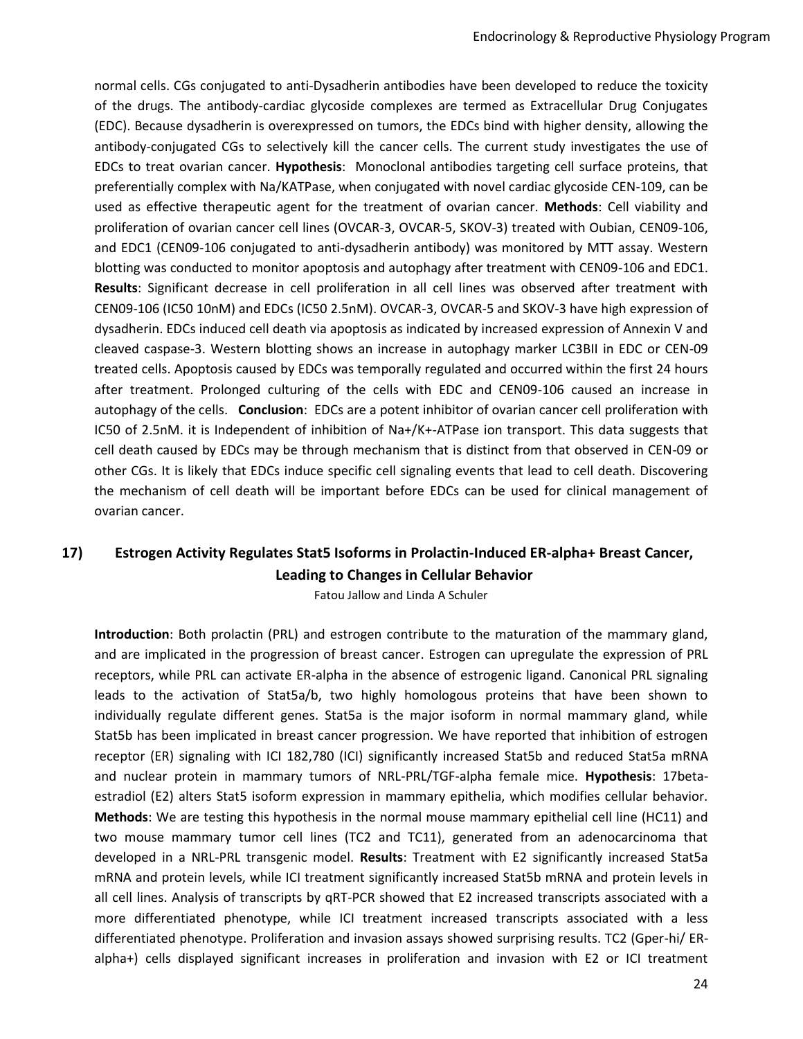normal cells. CGs conjugated to anti-Dysadherin antibodies have been developed to reduce the toxicity of the drugs. The antibody-cardiac glycoside complexes are termed as Extracellular Drug Conjugates (EDC). Because dysadherin is overexpressed on tumors, the EDCs bind with higher density, allowing the antibody-conjugated CGs to selectively kill the cancer cells. The current study investigates the use of EDCs to treat ovarian cancer. **Hypothesis**: Monoclonal antibodies targeting cell surface proteins, that preferentially complex with Na/KATPase, when conjugated with novel cardiac glycoside CEN-109, can be used as effective therapeutic agent for the treatment of ovarian cancer. **Methods**: Cell viability and proliferation of ovarian cancer cell lines (OVCAR-3, OVCAR-5, SKOV-3) treated with Oubian, CEN09-106, and EDC1 (CEN09-106 conjugated to anti-dysadherin antibody) was monitored by MTT assay. Western blotting was conducted to monitor apoptosis and autophagy after treatment with CEN09-106 and EDC1. **Results**: Significant decrease in cell proliferation in all cell lines was observed after treatment with CEN09-106 (IC50 10nM) and EDCs (IC50 2.5nM). OVCAR-3, OVCAR-5 and SKOV-3 have high expression of dysadherin. EDCs induced cell death via apoptosis as indicated by increased expression of Annexin V and cleaved caspase-3. Western blotting shows an increase in autophagy marker LC3BII in EDC or CEN-09 treated cells. Apoptosis caused by EDCs was temporally regulated and occurred within the first 24 hours after treatment. Prolonged culturing of the cells with EDC and CEN09-106 caused an increase in autophagy of the cells. **Conclusion**: EDCs are a potent inhibitor of ovarian cancer cell proliferation with IC50 of 2.5nM. it is Independent of inhibition of $Na^+/K^+$-ATPase ion transport. This data suggests that cell death caused by EDCs may be through mechanism that is distinct from that observed in CEN-09 or other CGs. It is likely that EDCs induce specific cell signaling events that lead to cell death. Discovering the mechanism of cell death will be important before EDCs can be used for clinical management of ovarian cancer.

## 17) Estrogen Activity Regulates Stat5 Isoforms in Prolactin-Induced ER-alpha+ Breast Cancer, Leading to Changes in Cellular Behavior

Fatou Jallow and Linda A Schuler

**Introduction**: Both prolactin (PRL) and estrogen contribute to the maturation of the mammary gland, and are implicated in the progression of breast cancer. Estrogen can upregulate the expression of PRL receptors, while PRL can activate ER-alpha in the absence of estrogenic ligand. Canonical PRL signaling leads to the activation of Stat5a/b, two highly homologous proteins that have been shown to individually regulate different genes. Stat5a is the major isoform in normal mammary gland, while Stat5b has been implicated in breast cancer progression. We have reported that inhibition of estrogen receptor (ER) signaling with ICI 182,780 (ICI) significantly increased Stat5b and reduced Stat5a mRNA and nuclear protein in mammary tumors of NRL-PRL/TGF-alpha female mice. **Hypothesis**: 17beta-estradiol (E2) alters Stat5 isoform expression in mammary epithelia, which modifies cellular behavior. **Methods**: We are testing this hypothesis in the normal mouse mammary epithelial cell line (HC11) and two mouse mammary tumor cell lines (TC2 and TC11), generated from an adenocarcinoma that developed in a NRL-PRL transgenic model. **Results**: Treatment with E2 significantly increased Stat5a mRNA and protein levels, while ICI treatment significantly increased Stat5b mRNA and protein levels in all cell lines. Analysis of transcripts by qRT-PCR showed that E2 increased transcripts associated with a more differentiated phenotype, while ICI treatment increased transcripts associated with a less differentiated phenotype. Proliferation and invasion assays showed surprising results. TC2 (Gper-hi/ ER-alpha+) cells displayed significant increases in proliferation and invasion with E2 or ICI treatment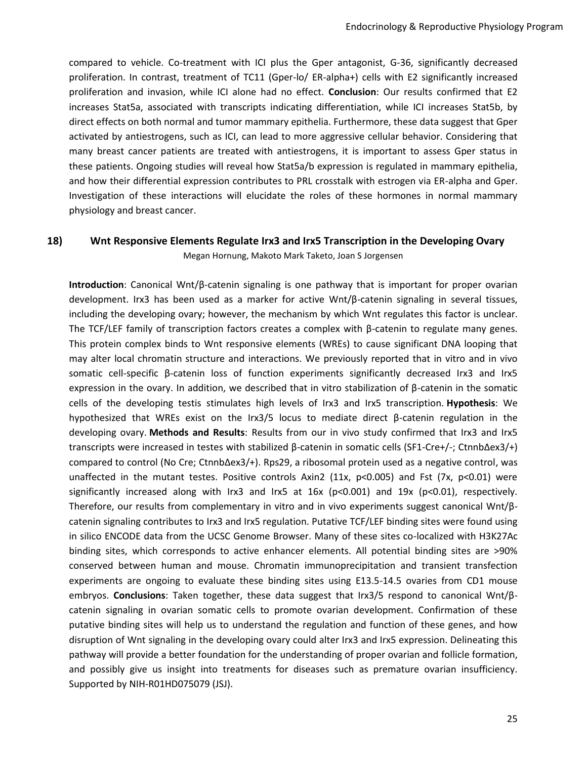compared to vehicle. Co-treatment with ICI plus the Gper antagonist, G-36, significantly decreased proliferation. In contrast, treatment of TC11 (Gper-lo/ ER-alpha+) cells with E2 significantly increased proliferation and invasion, while ICI alone had no effect. **Conclusion**: Our results confirmed that E2 increases Stat5a, associated with transcripts indicating differentiation, while ICI increases Stat5b, by direct effects on both normal and tumor mammary epithelia. Furthermore, these data suggest that Gper activated by antiestrogens, such as ICI, can lead to more aggressive cellular behavior. Considering that many breast cancer patients are treated with antiestrogens, it is important to assess Gper status in these patients. Ongoing studies will reveal how Stat5a/b expression is regulated in mammary epithelia, and how their differential expression contributes to PRL crosstalk with estrogen via ER-alpha and Gper. Investigation of these interactions will elucidate the roles of these hormones in normal mammary physiology and breast cancer.

## 18) Wnt Responsive Elements Regulate Irx3 and Irx5 Transcription in the Developing Ovary

Megan Hornung, Makoto Mark Taketo, Joan S Jorgensen

**Introduction**: Canonical Wnt/β-catenin signaling is one pathway that is important for proper ovarian development. Irx3 has been used as a marker for active Wnt/β-catenin signaling in several tissues, including the developing ovary; however, the mechanism by which Wnt regulates this factor is unclear. The TCF/LEF family of transcription factors creates a complex with β-catenin to regulate many genes. This protein complex binds to Wnt responsive elements (WREs) to cause significant DNA looping that may alter local chromatin structure and interactions. We previously reported that in vitro and in vivo somatic cell-specific β-catenin loss of function experiments significantly decreased Irx3 and Irx5 expression in the ovary. In addition, we described that in vitro stabilization of β-catenin in the somatic cells of the developing testis stimulates high levels of Irx3 and Irx5 transcription. **Hypothesis**: We hypothesized that WREs exist on the Irx3/5 locus to mediate direct β-catenin regulation in the developing ovary. **Methods and Results**: Results from our in vivo study confirmed that Irx3 and Irx5 transcripts were increased in testes with stabilized β-catenin in somatic cells (SF1-Cre+/-; CtnnbΔex3/+) compared to control (No Cre; CtnnbΔex3/+). Rps29, a ribosomal protein used as a negative control, was unaffected in the mutant testes. Positive controls Axin2 (11x, $p<0.005$) and Fst (7x, $p<0.01$) were significantly increased along with Irx3 and Irx5 at 16x ($p<0.001$) and 19x ($p<0.01$), respectively. Therefore, our results from complementary in vitro and in vivo experiments suggest canonical Wnt/β-catenin signaling contributes to Irx3 and Irx5 regulation. Putative TCF/LEF binding sites were found using in silico ENCODE data from the UCSC Genome Browser. Many of these sites co-localized with H3K27Ac binding sites, which corresponds to active enhancer elements. All potential binding sites are >90% conserved between human and mouse. Chromatin immunoprecipitation and transient transfection experiments are ongoing to evaluate these binding sites using E13.5-14.5 ovaries from CD1 mouse embryos. **Conclusions**: Taken together, these data suggest that Irx3/5 respond to canonical Wnt/β-catenin signaling in ovarian somatic cells to promote ovarian development. Confirmation of these putative binding sites will help us to understand the regulation and function of these genes, and how disruption of Wnt signaling in the developing ovary could alter Irx3 and Irx5 expression. Delineating this pathway will provide a better foundation for the understanding of proper ovarian and follicle formation, and possibly give us insight into treatments for diseases such as premature ovarian insufficiency. Supported by NIH-R01HD075079 (JSJ).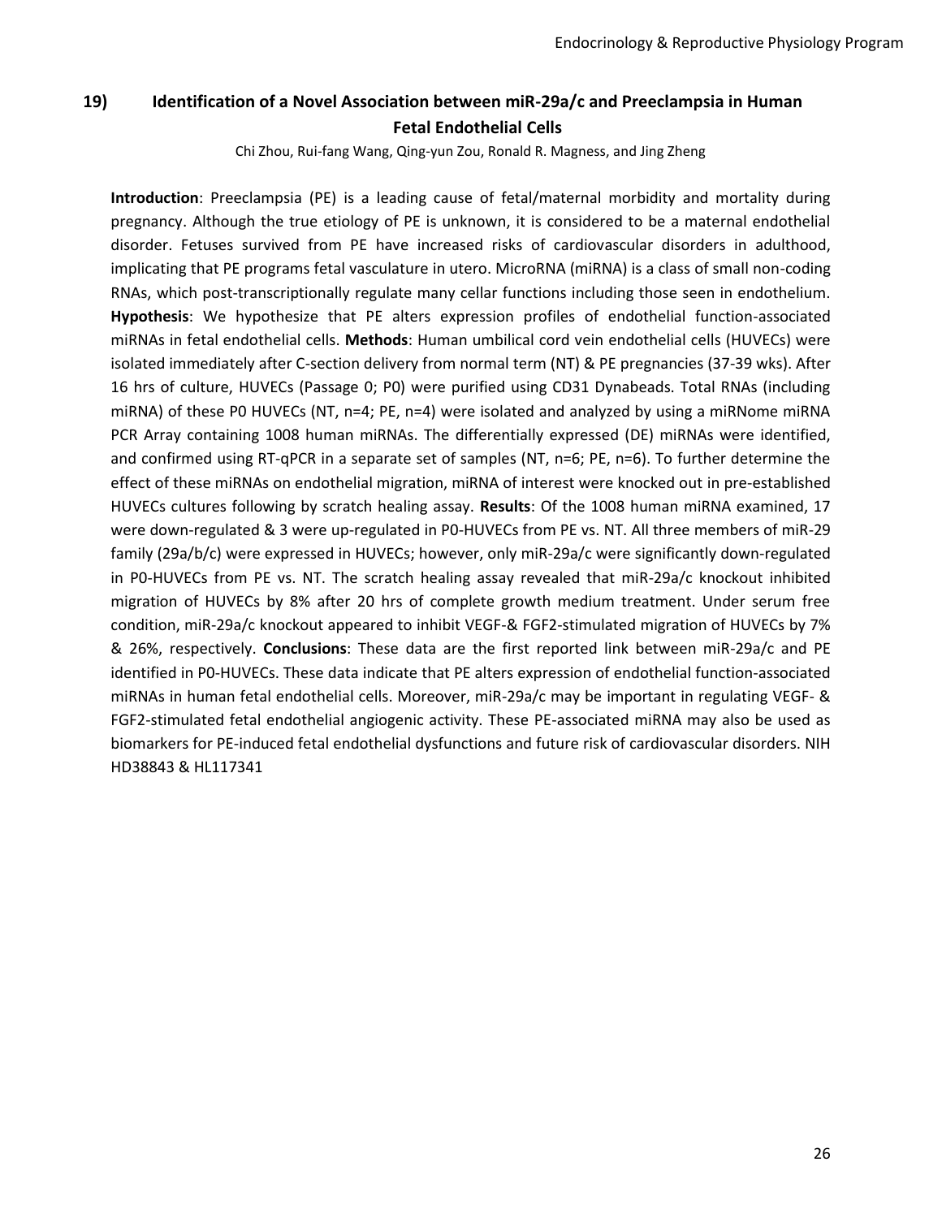## 19) Identification of a Novel Association between miR-29a/c and Preeclampsia in Human Fetal Endothelial Cells

Chi Zhou, Rui-fang Wang, Qing-yun Zou, Ronald R. Magness, and Jing Zheng

**Introduction**: Preeclampsia (PE) is a leading cause of fetal/maternal morbidity and mortality during pregnancy. Although the true etiology of PE is unknown, it is considered to be a maternal endothelial disorder. Fetuses survived from PE have increased risks of cardiovascular disorders in adulthood, implicating that PE programs fetal vasculature in utero. MicroRNA (miRNA) is a class of small non-coding RNAs, which post-transcriptionally regulate many cellar functions including those seen in endothelium. **Hypothesis**: We hypothesize that PE alters expression profiles of endothelial function-associated miRNAs in fetal endothelial cells. **Methods**: Human umbilical cord vein endothelial cells (HUVECs) were isolated immediately after C-section delivery from normal term (NT) & PE pregnancies (37-39 wks). After 16 hrs of culture, HUVECs (Passage 0; P0) were purified using CD31 Dynabeads. Total RNAs (including miRNA) of these P0 HUVECs (NT, n=4; PE, n=4) were isolated and analyzed by using a miRNome miRNA PCR Array containing 1008 human miRNAs. The differentially expressed (DE) miRNAs were identified, and confirmed using RT-qPCR in a separate set of samples (NT, n=6; PE, n=6). To further determine the effect of these miRNAs on endothelial migration, miRNA of interest were knocked out in pre-established HUVECs cultures following by scratch healing assay. **Results**: Of the 1008 human miRNA examined, 17 were down-regulated & 3 were up-regulated in P0-HUVECs from PE vs. NT. All three members of miR-29 family (29a/b/c) were expressed in HUVECs; however, only miR-29a/c were significantly down-regulated in P0-HUVECs from PE vs. NT. The scratch healing assay revealed that miR-29a/c knockout inhibited migration of HUVECs by 8% after 20 hrs of complete growth medium treatment. Under serum free condition, miR-29a/c knockout appeared to inhibit VEGF-& FGF2-stimulated migration of HUVECs by 7% & 26%, respectively. **Conclusions**: These data are the first reported link between miR-29a/c and PE identified in P0-HUVECs. These data indicate that PE alters expression of endothelial function-associated miRNAs in human fetal endothelial cells. Moreover, miR-29a/c may be important in regulating VEGF- & FGF2-stimulated fetal endothelial angiogenic activity. These PE-associated miRNA may also be used as biomarkers for PE-induced fetal endothelial dysfunctions and future risk of cardiovascular disorders. NIH HD38843 & HL117341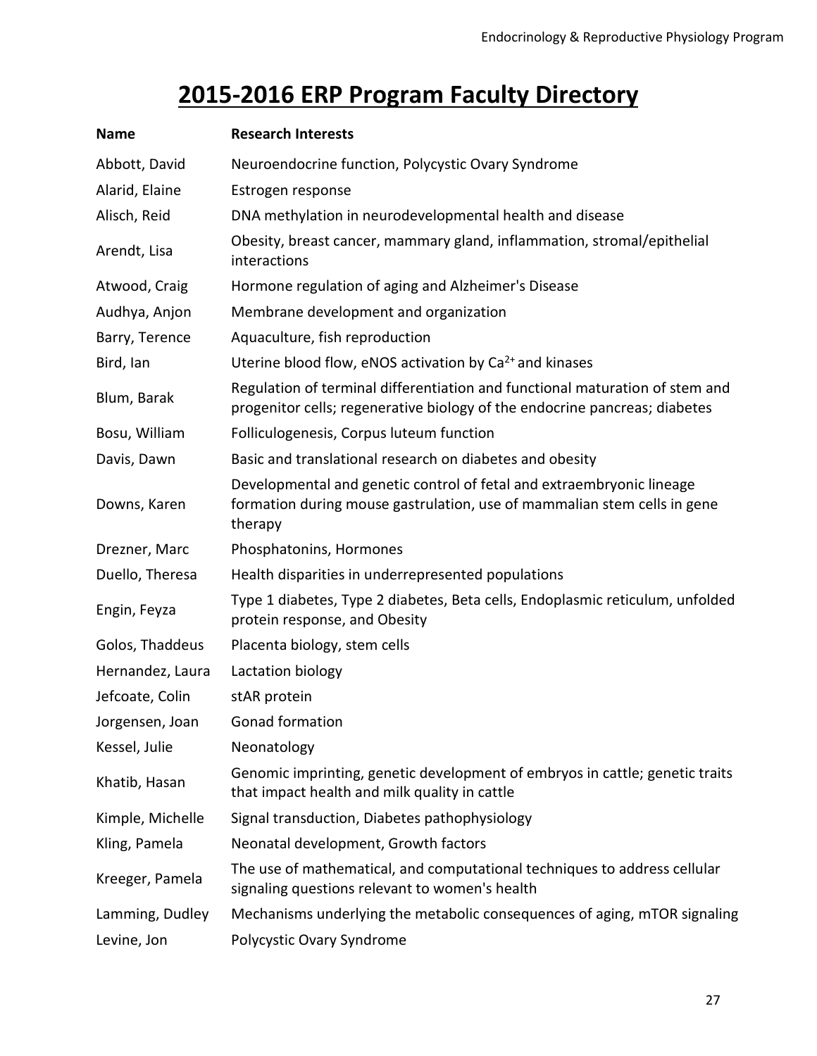# 2015-2016 ERP Program Faculty Directory

| Name | Research Interests |
|---|---|
| Abbott, David | Neuroendocrine function, Polycystic Ovary Syndrome |
| Alarid, Elaine | Estrogen response |
| Alisch, Reid | DNA methylation in neurodevelopmental health and disease |
| Arendt, Lisa | Obesity, breast cancer, mammary gland, inflammation, stromal/epithelial interactions |
| Atwood, Craig | Hormone regulation of aging and Alzheimer's Disease |
| Audhya, Anjon | Membrane development and organization |
| Barry, Terence | Aquaculture, fish reproduction |
| Bird, Ian | Uterine blood flow, eNOS activation by $Ca^{2+}$ and kinases |
| Blum, Barak | Regulation of terminal differentiation and functional maturation of stem and progenitor cells; regenerative biology of the endocrine pancreas; diabetes |
| Bosu, William | Folliculogenesis, Corpus luteum function |
| Davis, Dawn | Basic and translational research on diabetes and obesity |
| Downs, Karen | Developmental and genetic control of fetal and extraembryonic lineage formation during mouse gastrulation, use of mammalian stem cells in gene therapy |
| Drezner, Marc | Phosphatonins, Hormones |
| Duello, Theresa | Health disparities in underrepresented populations |
| Engin, Feyza | Type 1 diabetes, Type 2 diabetes, Beta cells, Endoplasmic reticulum, unfolded protein response, and Obesity |
| Golos, Thaddeus | Placenta biology, stem cells |
| Hernandez, Laura | Lactation biology |
| Jefcoate, Colin | stAR protein |
| Jorgensen, Joan | Gonad formation |
| Kessel, Julie | Neonatology |
| Khatib, Hasan | Genomic imprinting, genetic development of embryos in cattle; genetic traits that impact health and milk quality in cattle |
| Kimple, Michelle | Signal transduction, Diabetes pathophysiology |
| Kling, Pamela | Neonatal development, Growth factors |
| Kreeger, Pamela | The use of mathematical, and computational techniques to address cellular signaling questions relevant to women's health |
| Lamming, Dudley | Mechanisms underlying the metabolic consequences of aging, mTOR signaling |
| Levine, Jon | Polycystic Ovary Syndrome |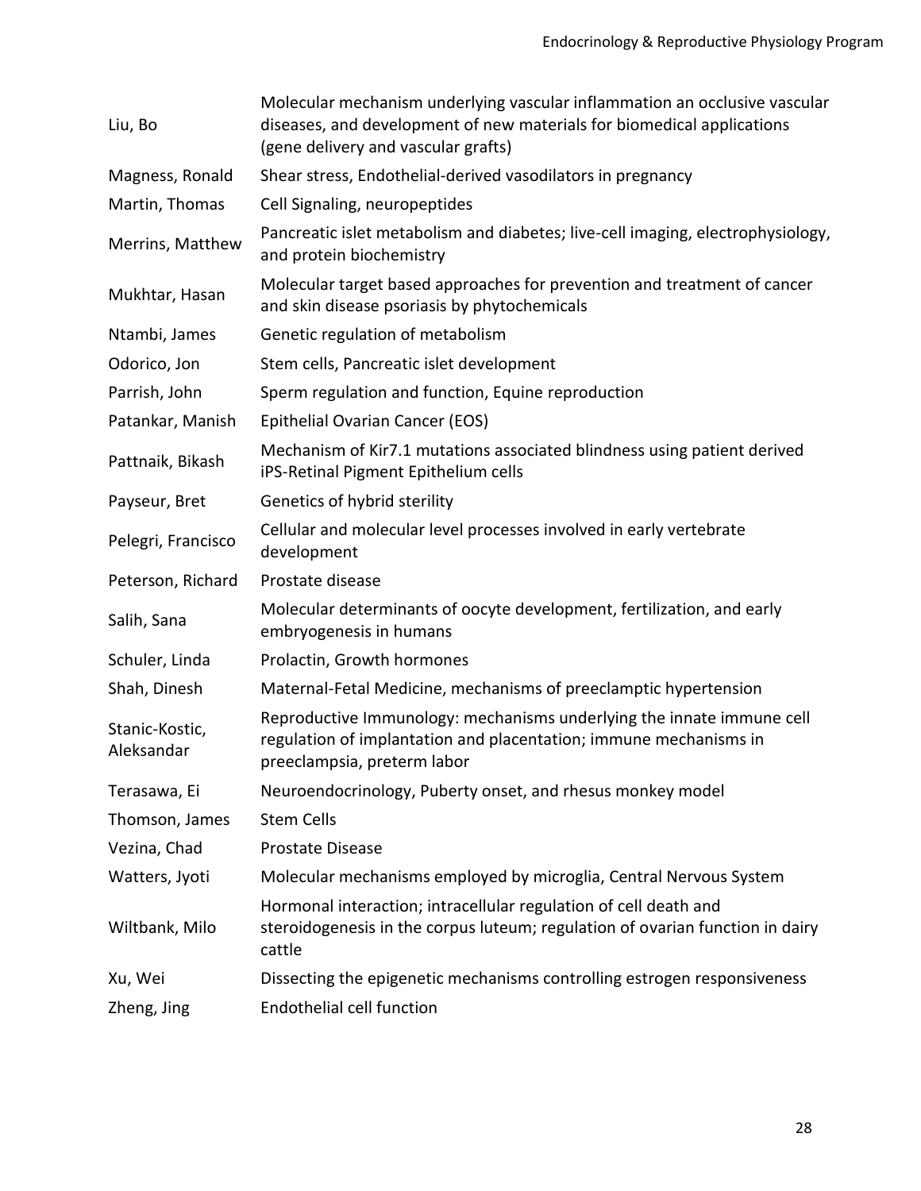| | |
|---|---|
| Liu, Bo | Molecular mechanism underlying vascular inflammation an occlusive vascular diseases, and development of new materials for biomedical applications (gene delivery and vascular grafts) |
| Magness, Ronald | Shear stress, Endothelial-derived vasodilators in pregnancy |
| Martin, Thomas | Cell Signaling, neuropeptides |
| Merrins, Matthew | Pancreatic islet metabolism and diabetes; live-cell imaging, electrophysiology, and protein biochemistry |
| Mukhtar, Hasan | Molecular target based approaches for prevention and treatment of cancer and skin disease psoriasis by phytochemicals |
| Ntambi, James | Genetic regulation of metabolism |
| Odorico, Jon | Stem cells, Pancreatic islet development |
| Parrish, John | Sperm regulation and function, Equine reproduction |
| Patankar, Manish | Epithelial Ovarian Cancer (EOS) |
| Pattnaik, Bikash | Mechanism of Kir7.1 mutations associated blindness using patient derived iPS-Retinal Pigment Epithelium cells |
| Payseur, Bret | Genetics of hybrid sterility |
| Pelegri, Francisco | Cellular and molecular level processes involved in early vertebrate development |
| Peterson, Richard | Prostate disease |
| Salih, Sana | Molecular determinants of oocyte development, fertilization, and early embryogenesis in humans |
| Schuler, Linda | Prolactin, Growth hormones |
| Shah, Dinesh | Maternal-Fetal Medicine, mechanisms of preeclamptic hypertension |
| Stanic-Kostic, Aleksandar | Reproductive Immunology: mechanisms underlying the innate immune cell regulation of implantation and placentation; immune mechanisms in preeclampsia, preterm labor |
| Terasawa, Ei | Neuroendocrinology, Puberty onset, and rhesus monkey model |
| Thomson, James | Stem Cells |
| Vezina, Chad | Prostate Disease |
| Watters, Jyoti | Molecular mechanisms employed by microglia, Central Nervous System |
| Wiltbank, Milo | Hormonal interaction; intracellular regulation of cell death and steroidogenesis in the corpus luteum; regulation of ovarian function in dairy cattle |
| Xu, Wei | Dissecting the epigenetic mechanisms controlling estrogen responsiveness |
| Zheng, Jing | Endothelial cell function |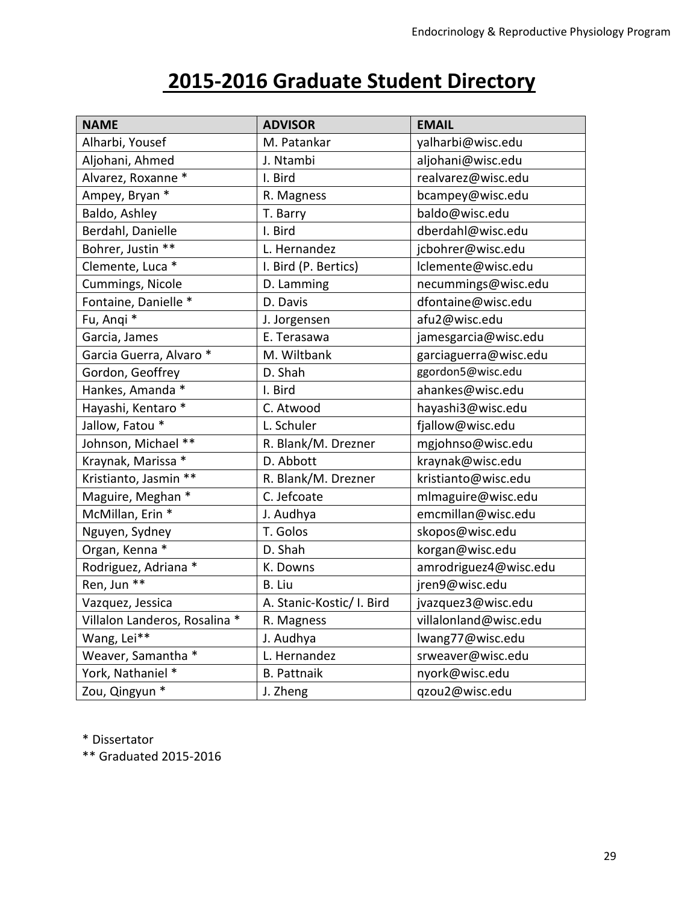# 2015-2016 Graduate Student Directory

| NAME | ADVISOR | EMAIL |
|---|---|---|
| Alharbi, Yousef | M. Patankar | yalharbi@wisc.edu |
| Aljohani, Ahmed | J. Ntambi | aljohani@wisc.edu |
| Alvarez, Roxanne * | I. Bird | realvarez@wisc.edu |
| Ampey, Bryan * | R. Magness | bcampey@wisc.edu |
| Baldo, Ashley | T. Barry | baldo@wisc.edu |
| Berdahl, Danielle | I. Bird | dberdahl@wisc.edu |
| Bohrer, Justin ** | L. Hernandez | jcbohrer@wisc.edu |
| Clemente, Luca * | I. Bird (P. Bertics) | lclemente@wisc.edu |
| Cummings, Nicole | D. Lamming | necummings@wisc.edu |
| Fontaine, Danielle * | D. Davis | dfontaine@wisc.edu |
| Fu, Anqi * | J. Jorgensen | afu2@wisc.edu |
| Garcia, James | E. Terasawa | jamesgarcia@wisc.edu |
| Garcia Guerra, Alvaro * | M. Wiltbank | garciaguerra@wisc.edu |
| Gordon, Geoffrey | D. Shah | ggordon5@wisc.edu |
| Hankes, Amanda * | I. Bird | ahankes@wisc.edu |
| Hayashi, Kentaro * | C. Atwood | hayashi3@wisc.edu |
| Jallow, Fatou * | L. Schuler | fjallow@wisc.edu |
| Johnson, Michael ** | R. Blank/M. Drezner | mgjohnso@wisc.edu |
| Kraynak, Marissa * | D. Abbott | kraynak@wisc.edu |
| Kristianto, Jasmin ** | R. Blank/M. Drezner | kristianto@wisc.edu |
| Maguire, Meghan * | C. Jefcoate | mlmaguire@wisc.edu |
| McMillan, Erin * | J. Audhya | emcmillan@wisc.edu |
| Nguyen, Sydney | T. Golos | skopos@wisc.edu |
| Organ, Kenna * | D. Shah | korgan@wisc.edu |
| Rodriguez, Adriana * | K. Downs | amrodriguez4@wisc.edu |
| Ren, Jun ** | B. Liu | jren9@wisc.edu |
| Vazquez, Jessica | A. Stanic-Kostic/ I. Bird | jvazquez3@wisc.edu |
| Villalon Landeros, Rosalina * | R. Magness | villalonland@wisc.edu |
| Wang, Lei** | J. Audhya | lwang77@wisc.edu |
| Weaver, Samantha * | L. Hernandez | srweaver@wisc.edu |
| York, Nathaniel * | B. Pattnaik | nyork@wisc.edu |
| Zou, Qingyun * | J. Zheng | qzou2@wisc.edu |

* Dissertator

** Graduated 2015-2016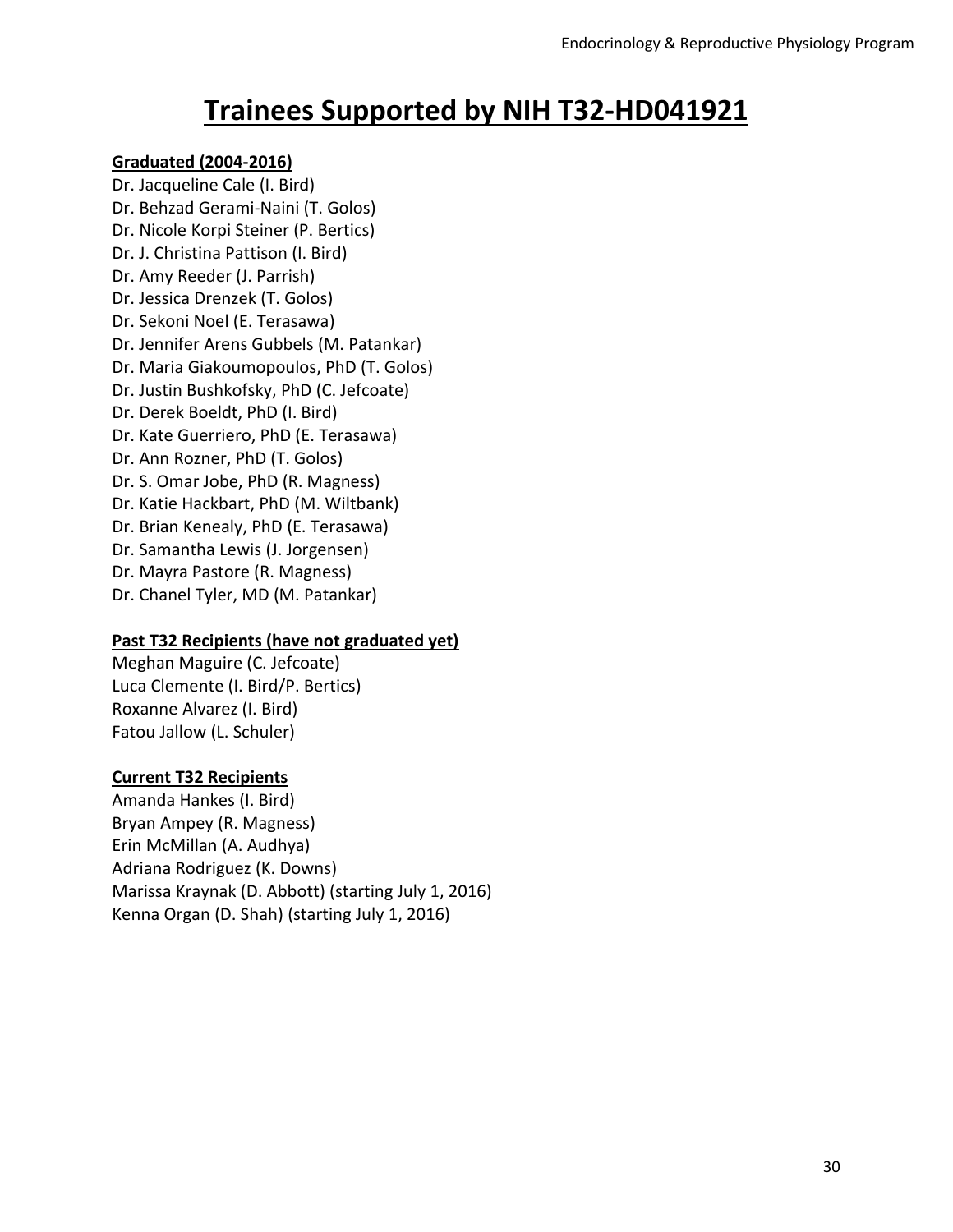# Trainees Supported by NIH T32-HD041921

**Graduated (2004-2016)**

Dr. Jacqueline Cale (I. Bird)
Dr. Behzad Gerami-Naini (T. Golos)
Dr. Nicole Korpi Steiner (P. Bertics)
Dr. J. Christina Pattison (I. Bird)
Dr. Amy Reeder (J. Parrish)
Dr. Jessica Drenzek (T. Golos)
Dr. Sekoni Noel (E. Terasawa)
Dr. Jennifer Arens Gubbels (M. Patankar)
Dr. Maria Giakoumopoulos, PhD (T. Golos)
Dr. Justin Bushkofsky, PhD (C. Jefcoate)
Dr. Derek Boeldt, PhD (I. Bird)
Dr. Kate Guerriero, PhD (E. Terasawa)
Dr. Ann Rozner, PhD (T. Golos)
Dr. S. Omar Jobe, PhD (R. Magness)
Dr. Katie Hackbart, PhD (M. Wiltbank)
Dr. Brian Kenealy, PhD (E. Terasawa)
Dr. Samantha Lewis (J. Jorgensen)
Dr. Mayra Pastore (R. Magness)
Dr. Chanel Tyler, MD (M. Patankar)

**Past T32 Recipients (have not graduated yet)**

Meghan Maguire (C. Jefcoate)
Luca Clemente (I. Bird/P. Bertics)
Roxanne Alvarez (I. Bird)
Fatou Jallow (L. Schuler)

**Current T32 Recipients**

Amanda Hankes (I. Bird)
Bryan Ampey (R. Magness)
Erin McMillan (A. Audhya)
Adriana Rodriguez (K. Downs)
Marissa Kraynak (D. Abbott) (starting July 1, 2016)
Kenna Organ (D. Shah) (starting July 1, 2016)